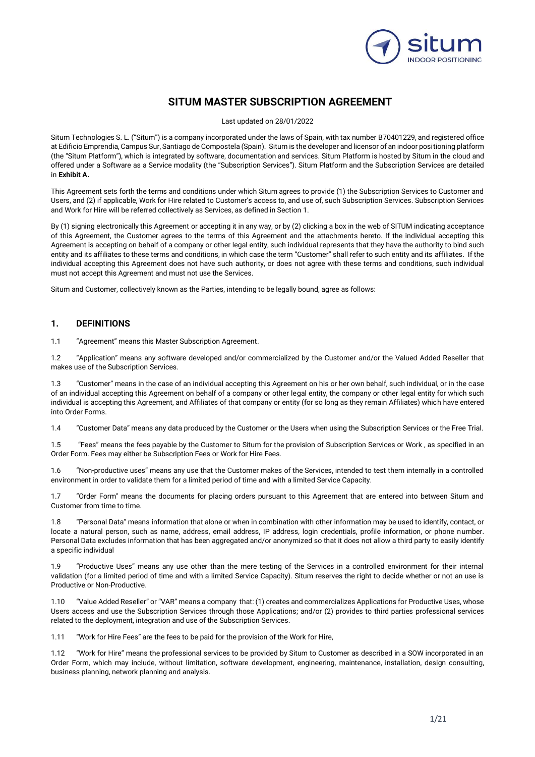# SITUM MASTER SUBSCRIPTION AGREEMENT

Last updated on 28/01/2022

Situm Technologies S. L. ("Situm") is a company incorporated under the laws of Spain, with tax number B70401229, and registered office at Edificio Emprendia, Campus Sur, Santiago de Compostela (Spain). Situm is the developer and licensor of an indoor positioning platform (the "Situm Platform"), which is integrated by software, documentation and services. Situm Platform is hosted by Situm in the cloud and offered under a Software as a Service modality (the "Subscription Services"). Situm Platform and the Subscription Services are detailed in **Exhibit A.**

This Agreement sets forth the terms and conditions under which Situm agrees to provide (1) the Subscription Services to Customer and Users, and (2) if applicable, Work for Hire related to Customer's access to, and use of, such Subscription Services. Subscription Services and Work for Hire will be referred collectively as Services, as defined in Section 1.

By (1) signing electronically this Agreement or accepting it in any way, or by (2) clicking a box in the web of SITUM indicating acceptance of this Agreement, the Customer agrees to the terms of this Agreement and the attachments hereto. If the individual accepting this Agreement is accepting on behalf of a company or other legal entity, such individual represents that they have the authority to bind such entity and its affiliates to these terms and conditions, in which case the term "Customer" shall refer to such entity and its affiliates. If the individual accepting this Agreement does not have such authority, or does not agree with these terms and conditions, such individual must not accept this Agreement and must not use the Services.

Situm and Customer, collectively known as the Parties, intending to be legally bound, agree as follows:

## 1. DEFINITIONS

1.1 "Agreement" means this Master Subscription Agreement.

1.2 "Application" means any software developed and/or commercialized by the Customer and/or the Valued Added Reseller that makes use of the Subscription Services.

1.3 "Customer" means in the case of an individual accepting this Agreement on his or her own behalf, such individual, or in the case of an individual accepting this Agreement on behalf of a company or other legal entity, the company or other legal entity for which such individual is accepting this Agreement, and Affiliates of that company or entity (for so long as they remain Affiliates) which have entered into Order Forms.

1.4 "Customer Data" means any data produced by the Customer or the Users when using the Subscription Services or the Free Trial.

1.5 "Fees" means the fees payable by the Customer to Situm for the provision of Subscription Services or Work , as specified in an Order Form. Fees may either be Subscription Fees or Work for Hire Fees.

1.6 "Non-productive uses" means any use that the Customer makes of the Services, intended to test them internally in a controlled environment in order to validate them for a limited period of time and with a limited Service Capacity.

1.7 "Order Form" means the documents for placing orders pursuant to this Agreement that are entered into between Situm and Customer from time to time.

1.8 "Personal Data" means information that alone or when in combination with other information may be used to identify, contact, or locate a natural person, such as name, address, email address, IP address, login credentials, profile information, or phone number. Personal Data excludes information that has been aggregated and/or anonymized so that it does not allow a third party to easily identify a specific individual

1.9 "Productive Uses" means any use other than the mere testing of the Services in a controlled environment for their internal validation (for a limited period of time and with a limited Service Capacity). Situm reserves the right to decide whether or not an use is Productive or Non-Productive.

1.10 "Value Added Reseller" or "VAR" means a company that: (1) creates and commercializes Applications for Productive Uses, whose Users access and use the Subscription Services through those Applications; and/or (2) provides to third parties professional services related to the deployment, integration and use of the Subscription Services.

1.11 "Work for Hire Fees" are the fees to be paid for the provision of the Work for Hire,

1.12 "Work for Hire" means the professional services to be provided by Situm to Customer as described in a SOW incorporated in an Order Form, which may include, without limitation, software development, engineering, maintenance, installation, design consulting, business planning, network planning and analysis.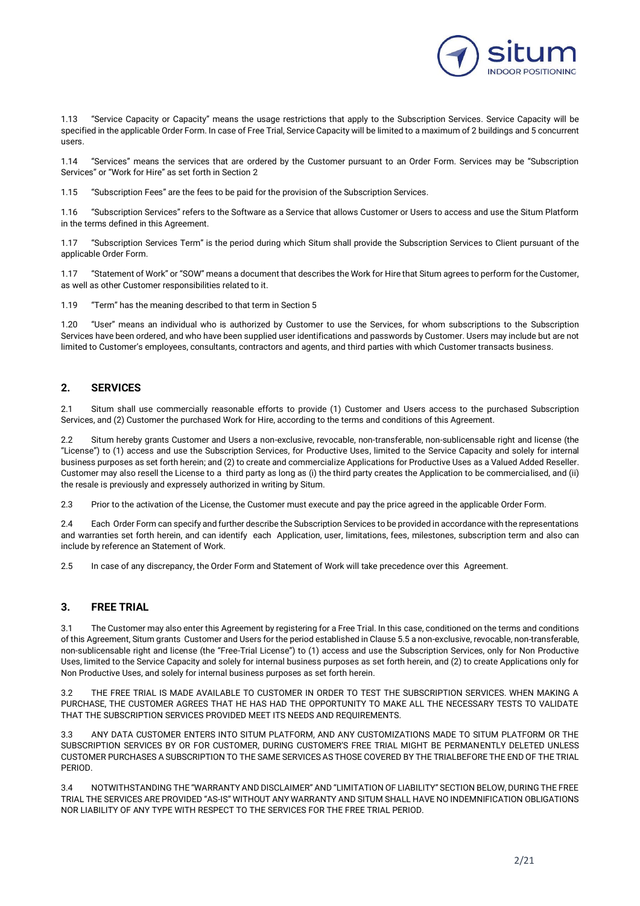1.13 "Service Capacity or Capacity" means the usage restrictions that apply to the Subscription Services. Service Capacity will be specified in the applicable Order Form. In case of Free Trial, Service Capacity will be limited to a maximum of 2 buildings and 5 concurrent users.

1.14 "Services" means the services that are ordered by the Customer pursuant to an Order Form. Services may be "Subscription Services" or "Work for Hire" as set forth in Section 2

1.15 "Subscription Fees" are the fees to be paid for the provision of the Subscription Services.

1.16 "Subscription Services" refers to the Software as a Service that allows Customer or Users to access and use the Situm Platform in the terms defined in this Agreement.

1.17 "Subscription Services Term" is the period during which Situm shall provide the Subscription Services to Client pursuant of the applicable Order Form.

1.17 "Statement of Work" or "SOW" means a document that describes the Work for Hire that Situm agrees to perform for the Customer, as well as other Customer responsibilities related to it.

1.19 "Term" has the meaning described to that term in Section 5

1.20 "User" means an individual who is authorized by Customer to use the Services, for whom subscriptions to the Subscription Services have been ordered, and who have been supplied user identifications and passwords by Customer. Users may include but are not limited to Customer's employees, consultants, contractors and agents, and third parties with which Customer transacts business.

## 2. SERVICES

2.1 Situm shall use commercially reasonable efforts to provide (1) Customer and Users access to the purchased Subscription Services, and (2) Customer the purchased Work for Hire, according to the terms and conditions of this Agreement.

2.2 Situm hereby grants Customer and Users a non-exclusive, revocable, non-transferable, non-sublicensable right and license (the "License") to (1) access and use the Subscription Services, for Productive Uses, limited to the Service Capacity and solely for internal business purposes as set forth herein; and (2) to create and commercialize Applications for Productive Uses as a Valued Added Reseller. Customer may also resell the License to a third party as long as (i) the third party creates the Application to be commercialised, and (ii) the resale is previously and expressely authorized in writing by Situm.

2.3 Prior to the activation of the License, the Customer must execute and pay the price agreed in the applicable Order Form.

2.4 Each Order Form can specify and further describe the Subscription Services to be provided in accordance with the representations and warranties set forth herein, and can identify each Application, user, limitations, fees, milestones, subscription term and also can include by reference an Statement of Work.

2.5 In case of any discrepancy, the Order Form and Statement of Work will take precedence over this Agreement.

## 3. FREE TRIAL

3.1 The Customer may also enter this Agreement by registering for a Free Trial. In this case, conditioned on the terms and conditions of this Agreement, Situm grants Customer and Users for the period established in Clause 5.5 a non-exclusive, revocable, non-transferable, non-sublicensable right and license (the "Free-Trial License") to (1) access and use the Subscription Services, only for Non Productive Uses, limited to the Service Capacity and solely for internal business purposes as set forth herein, and (2) to create Applications only for Non Productive Uses, and solely for internal business purposes as set forth herein.

3.2 THE FREE TRIAL IS MADE AVAILABLE TO CUSTOMER IN ORDER TO TEST THE SUBSCRIPTION SERVICES. WHEN MAKING A PURCHASE, THE CUSTOMER AGREES THAT HE HAS HAD THE OPPORTUNITY TO MAKE ALL THE NECESSARY TESTS TO VALIDATE THAT THE SUBSCRIPTION SERVICES PROVIDED MEET ITS NEEDS AND REQUIREMENTS.

3.3 ANY DATA CUSTOMER ENTERS INTO SITUM PLATFORM, AND ANY CUSTOMIZATIONS MADE TO SITUM PLATFORM OR THE SUBSCRIPTION SERVICES BY OR FOR CUSTOMER, DURING CUSTOMER'S FREE TRIAL MIGHT BE PERMANENTLY DELETED UNLESS CUSTOMER PURCHASES A SUBSCRIPTION TO THE SAME SERVICES AS THOSE COVERED BY THE TRIALBEFORE THE END OF THE TRIAL PERIOD.

3.4 NOTWITHSTANDING THE "WARRANTY AND DISCLAIMER" AND "LIMITATION OF LIABILITY" SECTION BELOW, DURING THE FREE TRIAL THE SERVICES ARE PROVIDED "AS-IS" WITHOUT ANY WARRANTY AND SITUM SHALL HAVE NO INDEMNIFICATION OBLIGATIONS NOR LIABILITY OF ANY TYPE WITH RESPECT TO THE SERVICES FOR THE FREE TRIAL PERIOD.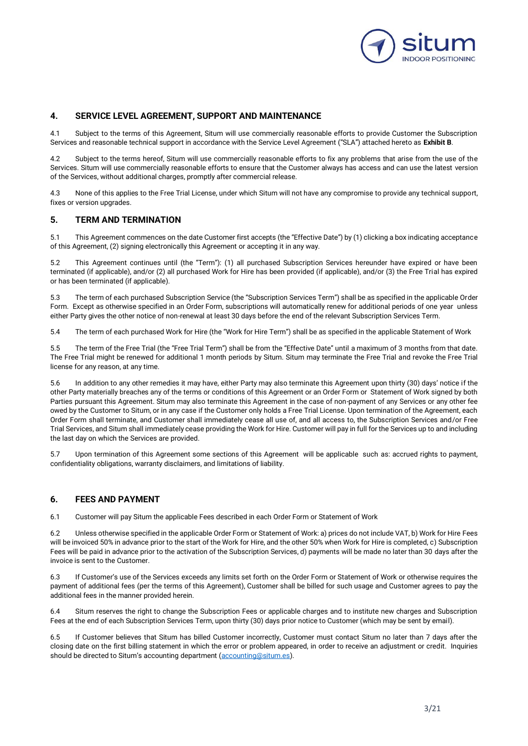## 4. SERVICE LEVEL AGREEMENT, SUPPORT AND MAINTENANCE

4.1 Subject to the terms of this Agreement, Situm will use commercially reasonable efforts to provide Customer the Subscription Services and reasonable technical support in accordance with the Service Level Agreement ("SLA") attached hereto as **Exhibit B**.

4.2 Subject to the terms hereof, Situm will use commercially reasonable efforts to fix any problems that arise from the use of the Services. Situm will use commercially reasonable efforts to ensure that the Customer always has access and can use the latest version of the Services, without additional charges, promptly after commercial release.

4.3 None of this applies to the Free Trial License, under which Situm will not have any compromise to provide any technical support, fixes or version upgrades.

## 5. TERM AND TERMINATION

5.1 This Agreement commences on the date Customer first accepts (the "Effective Date") by (1) clicking a box indicating acceptance of this Agreement, (2) signing electronically this Agreement or accepting it in any way.

5.2 This Agreement continues until (the "Term"): (1) all purchased Subscription Services hereunder have expired or have been terminated (if applicable), and/or (2) all purchased Work for Hire has been provided (if applicable), and/or (3) the Free Trial has expired or has been terminated (if applicable).

5.3 The term of each purchased Subscription Service (the "Subscription Services Term") shall be as specified in the applicable Order Form. Except as otherwise specified in an Order Form, subscriptions will automatically renew for additional periods of one year unless either Party gives the other notice of non-renewal at least 30 days before the end of the relevant Subscription Services Term.

5.4 The term of each purchased Work for Hire (the "Work for Hire Term") shall be as specified in the applicable Statement of Work

5.5 The term of the Free Trial (the "Free Trial Term") shall be from the "Effective Date" until a maximum of 3 months from that date. The Free Trial might be renewed for additional 1 month periods by Situm. Situm may terminate the Free Trial and revoke the Free Trial license for any reason, at any time.

5.6 In addition to any other remedies it may have, either Party may also terminate this Agreement upon thirty (30) days' notice if the other Party materially breaches any of the terms or conditions of this Agreement or an Order Form or Statement of Work signed by both Parties pursuant this Agreement. Situm may also terminate this Agreement in the case of non-payment of any Services or any other fee owed by the Customer to Situm, or in any case if the Customer only holds a Free Trial License. Upon termination of the Agreement, each Order Form shall terminate, and Customer shall immediately cease all use of, and all access to, the Subscription Services and/or Free Trial Services, and Situm shall immediately cease providing the Work for Hire. Customer will pay in full for the Services up to and including the last day on which the Services are provided.

5.7 Upon termination of this Agreement some sections of this Agreement will be applicable such as: accrued rights to payment, confidentiality obligations, warranty disclaimers, and limitations of liability.

## 6. FEES AND PAYMENT

6.1 Customer will pay Situm the applicable Fees described in each Order Form or Statement of Work

6.2 Unless otherwise specified in the applicable Order Form or Statement of Work: a) prices do not include VAT, b) Work for Hire Fees will be invoiced 50% in advance prior to the start of the Work for Hire, and the other 50% when Work for Hire is completed, c) Subscription Fees will be paid in advance prior to the activation of the Subscription Services, d) payments will be made no later than 30 days after the invoice is sent to the Customer.

6.3 If Customer's use of the Services exceeds any limits set forth on the Order Form or Statement of Work or otherwise requires the payment of additional fees (per the terms of this Agreement), Customer shall be billed for such usage and Customer agrees to pay the additional fees in the manner provided herein.

6.4 Situm reserves the right to change the Subscription Fees or applicable charges and to institute new charges and Subscription Fees at the end of each Subscription Services Term, upon thirty (30) days prior notice to Customer (which may be sent by email).

6.5 If Customer believes that Situm has billed Customer incorrectly, Customer must contact Situm no later than 7 days after the closing date on the first billing statement in which the error or problem appeared, in order to receive an adjustment or credit. Inquiries should be directed to Situm's accounting department (accounting@situm.es).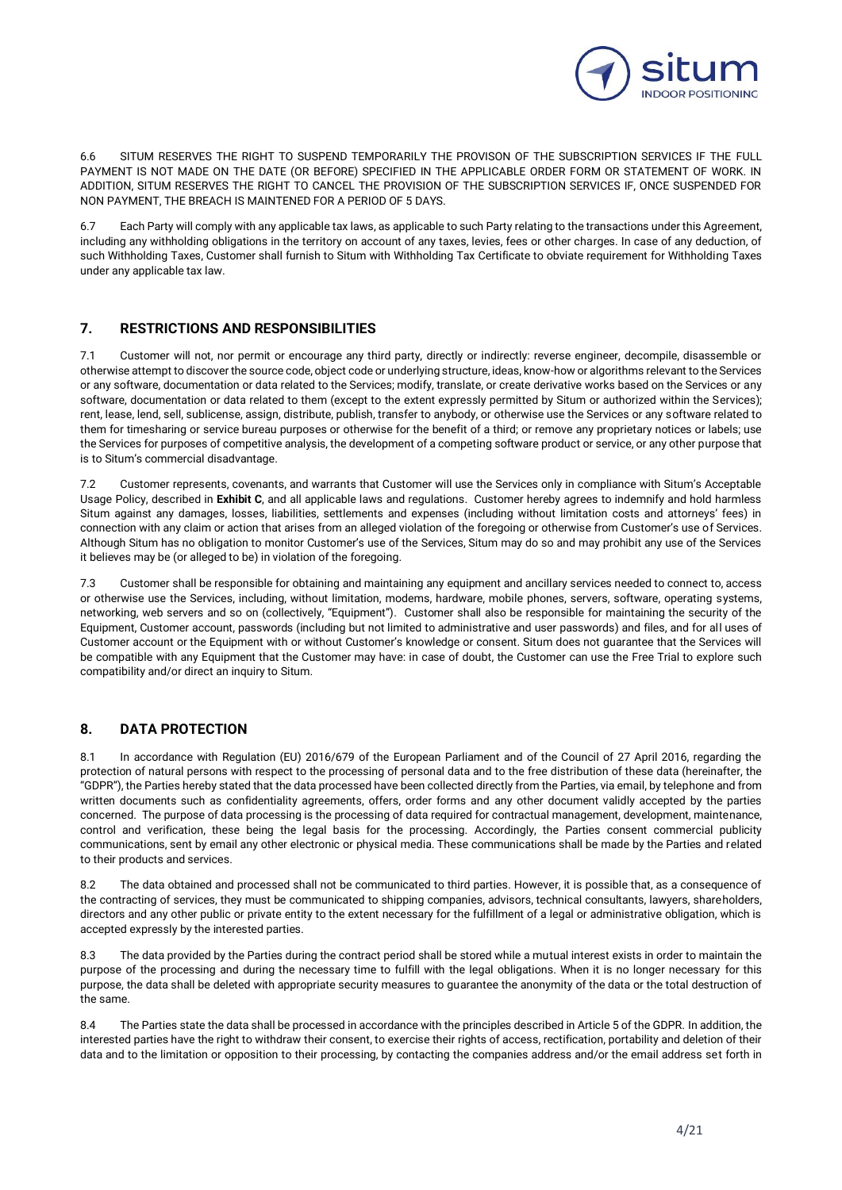6.6 SITUM RESERVES THE RIGHT TO SUSPEND TEMPORARILY THE PROVISON OF THE SUBSCRIPTION SERVICES IF THE FULL PAYMENT IS NOT MADE ON THE DATE (OR BEFORE) SPECIFIED IN THE APPLICABLE ORDER FORM OR STATEMENT OF WORK. IN ADDITION, SITUM RESERVES THE RIGHT TO CANCEL THE PROVISION OF THE SUBSCRIPTION SERVICES IF, ONCE SUSPENDED FOR NON PAYMENT, THE BREACH IS MAINTENED FOR A PERIOD OF 5 DAYS.

6.7 Each Party will comply with any applicable tax laws, as applicable to such Party relating to the transactions under this Agreement, including any withholding obligations in the territory on account of any taxes, levies, fees or other charges. In case of any deduction, of such Withholding Taxes, Customer shall furnish to Situm with Withholding Tax Certificate to obviate requirement for Withholding Taxes under any applicable tax law.

## 7. RESTRICTIONS AND RESPONSIBILITIES

7.1 Customer will not, nor permit or encourage any third party, directly or indirectly: reverse engineer, decompile, disassemble or otherwise attempt to discover the source code, object code or underlying structure, ideas, know-how or algorithms relevant to the Services or any software, documentation or data related to the Services; modify, translate, or create derivative works based on the Services or any software, documentation or data related to them (except to the extent expressly permitted by Situm or authorized within the Services); rent, lease, lend, sell, sublicense, assign, distribute, publish, transfer to anybody, or otherwise use the Services or any software related to them for timesharing or service bureau purposes or otherwise for the benefit of a third; or remove any proprietary notices or labels; use the Services for purposes of competitive analysis, the development of a competing software product or service, or any other purpose that is to Situm's commercial disadvantage.

7.2 Customer represents, covenants, and warrants that Customer will use the Services only in compliance with Situm's Acceptable Usage Policy, described in **Exhibit C**, and all applicable laws and regulations. Customer hereby agrees to indemnify and hold harmless Situm against any damages, losses, liabilities, settlements and expenses (including without limitation costs and attorneys' fees) in connection with any claim or action that arises from an alleged violation of the foregoing or otherwise from Customer's use of Services. Although Situm has no obligation to monitor Customer's use of the Services, Situm may do so and may prohibit any use of the Services it believes may be (or alleged to be) in violation of the foregoing.

7.3 Customer shall be responsible for obtaining and maintaining any equipment and ancillary services needed to connect to, access or otherwise use the Services, including, without limitation, modems, hardware, mobile phones, servers, software, operating systems, networking, web servers and so on (collectively, "Equipment"). Customer shall also be responsible for maintaining the security of the Equipment, Customer account, passwords (including but not limited to administrative and user passwords) and files, and for all uses of Customer account or the Equipment with or without Customer's knowledge or consent. Situm does not guarantee that the Services will be compatible with any Equipment that the Customer may have: in case of doubt, the Customer can use the Free Trial to explore such compatibility and/or direct an inquiry to Situm.

## 8. DATA PROTECTION

8.1 In accordance with Regulation (EU) 2016/679 of the European Parliament and of the Council of 27 April 2016, regarding the protection of natural persons with respect to the processing of personal data and to the free distribution of these data (hereinafter, the "GDPR"), the Parties hereby stated that the data processed have been collected directly from the Parties, via email, by telephone and from written documents such as confidentiality agreements, offers, order forms and any other document validly accepted by the parties concerned. The purpose of data processing is the processing of data required for contractual management, development, maintenance, control and verification, these being the legal basis for the processing. Accordingly, the Parties consent commercial publicity communications, sent by email any other electronic or physical media. These communications shall be made by the Parties and related to their products and services.

8.2 The data obtained and processed shall not be communicated to third parties. However, it is possible that, as a consequence of the contracting of services, they must be communicated to shipping companies, advisors, technical consultants, lawyers, shareholders, directors and any other public or private entity to the extent necessary for the fulfillment of a legal or administrative obligation, which is accepted expressly by the interested parties.

8.3 The data provided by the Parties during the contract period shall be stored while a mutual interest exists in order to maintain the purpose of the processing and during the necessary time to fulfill with the legal obligations. When it is no longer necessary for this purpose, the data shall be deleted with appropriate security measures to guarantee the anonymity of the data or the total destruction of the same.

8.4 The Parties state the data shall be processed in accordance with the principles described in Article 5 of the GDPR. In addition, the interested parties have the right to withdraw their consent, to exercise their rights of access, rectification, portability and deletion of their data and to the limitation or opposition to their processing, by contacting the companies address and/or the email address set forth in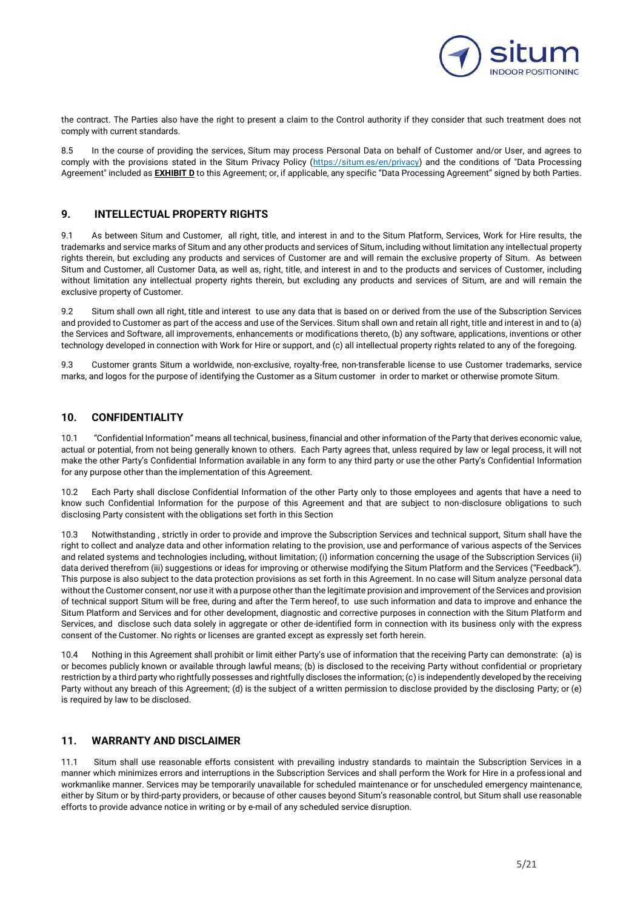the contract. The Parties also have the right to present a claim to the Control authority if they consider that such treatment does not comply with current standards.

8.5 In the course of providing the services, Situm may process Personal Data on behalf of Customer and/or User, and agrees to comply with the provisions stated in the Situm Privacy Policy (https://situm.es/en/privacy) and the conditions of "Data Processing Agreement" included as **EXHIBIT D** to this Agreement; or, if applicable, any specific "Data Processing Agreement" signed by both Parties.

## 9. INTELLECTUAL PROPERTY RIGHTS

9.1 As between Situm and Customer, all right, title, and interest in and to the Situm Platform, Services, Work for Hire results, the trademarks and service marks of Situm and any other products and services of Situm, including without limitation any intellectual property rights therein, but excluding any products and services of Customer are and will remain the exclusive property of Situm. As between Situm and Customer, all Customer Data, as well as, right, title, and interest in and to the products and services of Customer, including without limitation any intellectual property rights therein, but excluding any products and services of Situm, are and will remain the exclusive property of Customer.

9.2 Situm shall own all right, title and interest to use any data that is based on or derived from the use of the Subscription Services and provided to Customer as part of the access and use of the Services. Situm shall own and retain all right, title and interest in and to (a) the Services and Software, all improvements, enhancements or modifications thereto, (b) any software, applications, inventions or other technology developed in connection with Work for Hire or support, and (c) all intellectual property rights related to any of the foregoing.

9.3 Customer grants Situm a worldwide, non-exclusive, royalty-free, non-transferable license to use Customer trademarks, service marks, and logos for the purpose of identifying the Customer as a Situm customer in order to market or otherwise promote Situm.

## 10. CONFIDENTIALITY

10.1 "Confidential Information" means all technical, business, financial and other information of the Party that derives economic value, actual or potential, from not being generally known to others. Each Party agrees that, unless required by law or legal process, it will not make the other Party's Confidential Information available in any form to any third party or use the other Party's Confidential Information for any purpose other than the implementation of this Agreement.

10.2 Each Party shall disclose Confidential Information of the other Party only to those employees and agents that have a need to know such Confidential Information for the purpose of this Agreement and that are subject to non-disclosure obligations to such disclosing Party consistent with the obligations set forth in this Section

10.3 Notwithstanding , strictly in order to provide and improve the Subscription Services and technical support, Situm shall have the right to collect and analyze data and other information relating to the provision, use and performance of various aspects of the Services and related systems and technologies including, without limitation; (i) information concerning the usage of the Subscription Services (ii) data derived therefrom (iii) suggestions or ideas for improving or otherwise modifying the Situm Platform and the Services ("Feedback"). This purpose is also subject to the data protection provisions as set forth in this Agreement. In no case will Situm analyze personal data without the Customer consent, nor use it with a purpose other than the legitimate provision and improvement of the Services and provision of technical support Situm will be free, during and after the Term hereof, to use such information and data to improve and enhance the Situm Platform and Services and for other development, diagnostic and corrective purposes in connection with the Situm Platform and Services, and disclose such data solely in aggregate or other de-identified form in connection with its business only with the express consent of the Customer. No rights or licenses are granted except as expressly set forth herein.

10.4 Nothing in this Agreement shall prohibit or limit either Party's use of information that the receiving Party can demonstrate: (a) is or becomes publicly known or available through lawful means; (b) is disclosed to the receiving Party without confidential or proprietary restriction by a third party who rightfully possesses and rightfully discloses the information; (c) is independently developed by the receiving Party without any breach of this Agreement; (d) is the subject of a written permission to disclose provided by the disclosing Party; or (e) is required by law to be disclosed.

## 11. WARRANTY AND DISCLAIMER

11.1 Situm shall use reasonable efforts consistent with prevailing industry standards to maintain the Subscription Services in a manner which minimizes errors and interruptions in the Subscription Services and shall perform the Work for Hire in a professional and workmanlike manner. Services may be temporarily unavailable for scheduled maintenance or for unscheduled emergency maintenance, either by Situm or by third-party providers, or because of other causes beyond Situm's reasonable control, but Situm shall use reasonable efforts to provide advance notice in writing or by e-mail of any scheduled service disruption.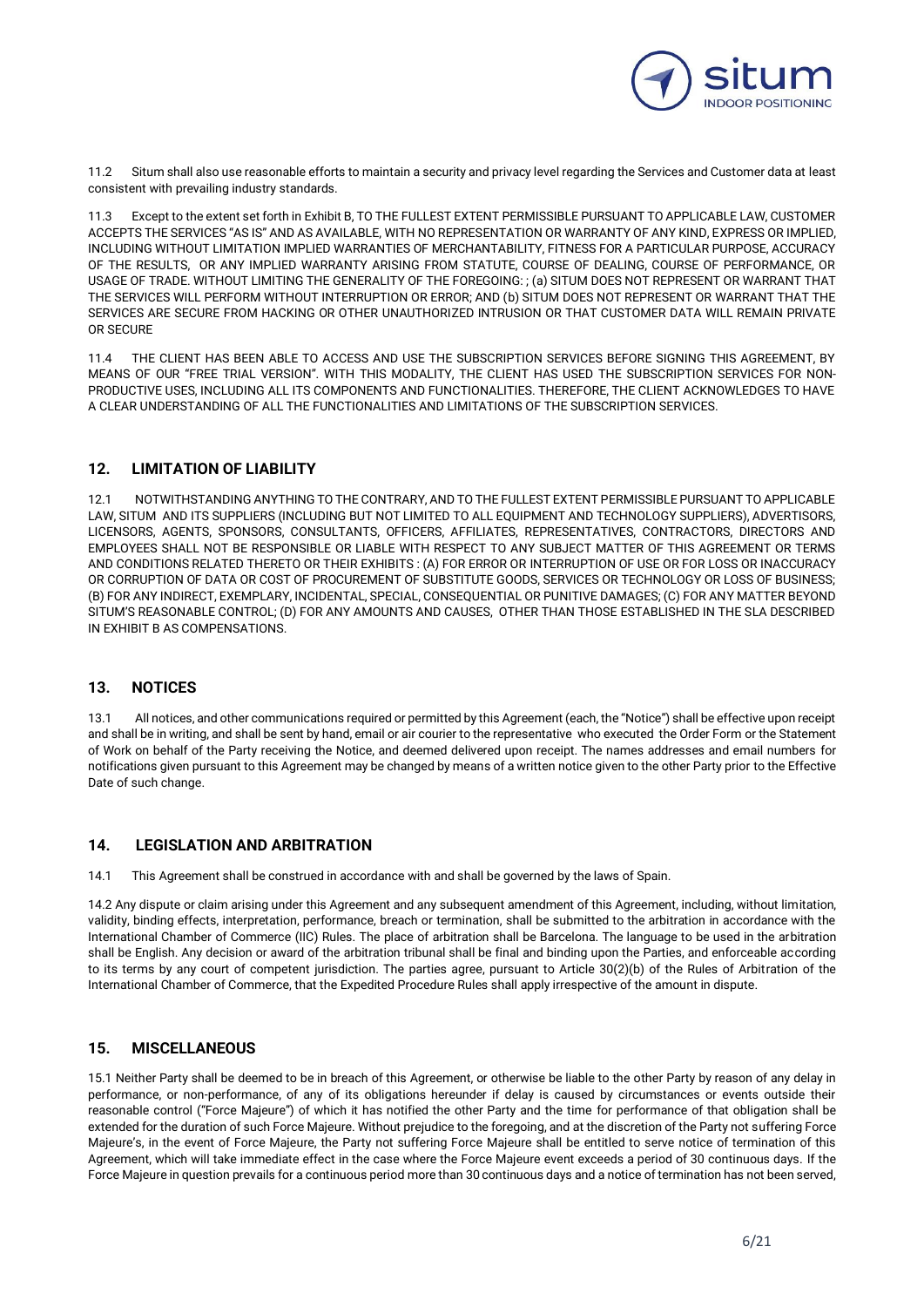11.2 Situm shall also use reasonable efforts to maintain a security and privacy level regarding the Services and Customer data at least consistent with prevailing industry standards.

11.3 Except to the extent set forth in Exhibit B, TO THE FULLEST EXTENT PERMISSIBLE PURSUANT TO APPLICABLE LAW, CUSTOMER ACCEPTS THE SERVICES "AS IS" AND AS AVAILABLE, WITH NO REPRESENTATION OR WARRANTY OF ANY KIND, EXPRESS OR IMPLIED, INCLUDING WITHOUT LIMITATION IMPLIED WARRANTIES OF MERCHANTABILITY, FITNESS FOR A PARTICULAR PURPOSE, ACCURACY OF THE RESULTS, OR ANY IMPLIED WARRANTY ARISING FROM STATUTE, COURSE OF DEALING, COURSE OF PERFORMANCE, OR USAGE OF TRADE. WITHOUT LIMITING THE GENERALITY OF THE FOREGOING: ; (a) SITUM DOES NOT REPRESENT OR WARRANT THAT THE SERVICES WILL PERFORM WITHOUT INTERRUPTION OR ERROR; AND (b) SITUM DOES NOT REPRESENT OR WARRANT THAT THE SERVICES ARE SECURE FROM HACKING OR OTHER UNAUTHORIZED INTRUSION OR THAT CUSTOMER DATA WILL REMAIN PRIVATE OR SECURE

11.4 THE CLIENT HAS BEEN ABLE TO ACCESS AND USE THE SUBSCRIPTION SERVICES BEFORE SIGNING THIS AGREEMENT, BY MEANS OF OUR "FREE TRIAL VERSION". WITH THIS MODALITY, THE CLIENT HAS USED THE SUBSCRIPTION SERVICES FOR NON-PRODUCTIVE USES, INCLUDING ALL ITS COMPONENTS AND FUNCTIONALITIES. THEREFORE, THE CLIENT ACKNOWLEDGES TO HAVE A CLEAR UNDERSTANDING OF ALL THE FUNCTIONALITIES AND LIMITATIONS OF THE SUBSCRIPTION SERVICES.

## 12. LIMITATION OF LIABILITY

12.1 NOTWITHSTANDING ANYTHING TO THE CONTRARY, AND TO THE FULLEST EXTENT PERMISSIBLE PURSUANT TO APPLICABLE LAW, SITUM AND ITS SUPPLIERS (INCLUDING BUT NOT LIMITED TO ALL EQUIPMENT AND TECHNOLOGY SUPPLIERS), ADVERTISORS, LICENSORS, AGENTS, SPONSORS, CONSULTANTS, OFFICERS, AFFILIATES, REPRESENTATIVES, CONTRACTORS, DIRECTORS AND EMPLOYEES SHALL NOT BE RESPONSIBLE OR LIABLE WITH RESPECT TO ANY SUBJECT MATTER OF THIS AGREEMENT OR TERMS AND CONDITIONS RELATED THERETO OR THEIR EXHIBITS : (A) FOR ERROR OR INTERRUPTION OF USE OR FOR LOSS OR INACCURACY OR CORRUPTION OF DATA OR COST OF PROCUREMENT OF SUBSTITUTE GOODS, SERVICES OR TECHNOLOGY OR LOSS OF BUSINESS; (B) FOR ANY INDIRECT, EXEMPLARY, INCIDENTAL, SPECIAL, CONSEQUENTIAL OR PUNITIVE DAMAGES; (C) FOR ANY MATTER BEYOND SITUM'S REASONABLE CONTROL; (D) FOR ANY AMOUNTS AND CAUSES, OTHER THAN THOSE ESTABLISHED IN THE SLA DESCRIBED IN EXHIBIT B AS COMPENSATIONS.

## 13. NOTICES

13.1 All notices, and other communications required or permitted by this Agreement (each, the "Notice") shall be effective upon receipt and shall be in writing, and shall be sent by hand, email or air courier to the representative who executed the Order Form or the Statement of Work on behalf of the Party receiving the Notice, and deemed delivered upon receipt. The names addresses and email numbers for notifications given pursuant to this Agreement may be changed by means of a written notice given to the other Party prior to the Effective Date of such change.

## 14. LEGISLATION AND ARBITRATION

14.1 This Agreement shall be construed in accordance with and shall be governed by the laws of Spain.

14.2 Any dispute or claim arising under this Agreement and any subsequent amendment of this Agreement, including, without limitation, validity, binding effects, interpretation, performance, breach or termination, shall be submitted to the arbitration in accordance with the International Chamber of Commerce (IIC) Rules. The place of arbitration shall be Barcelona. The language to be used in the arbitration shall be English. Any decision or award of the arbitration tribunal shall be final and binding upon the Parties, and enforceable according to its terms by any court of competent jurisdiction. The parties agree, pursuant to Article 30(2)(b) of the Rules of Arbitration of the International Chamber of Commerce, that the Expedited Procedure Rules shall apply irrespective of the amount in dispute.

## 15. MISCELLANEOUS

15.1 Neither Party shall be deemed to be in breach of this Agreement, or otherwise be liable to the other Party by reason of any delay in performance, or non-performance, of any of its obligations hereunder if delay is caused by circumstances or events outside their reasonable control ("Force Majeure") of which it has notified the other Party and the time for performance of that obligation shall be extended for the duration of such Force Majeure. Without prejudice to the foregoing, and at the discretion of the Party not suffering Force Majeure's, in the event of Force Majeure, the Party not suffering Force Majeure shall be entitled to serve notice of termination of this Agreement, which will take immediate effect in the case where the Force Majeure event exceeds a period of 30 continuous days. If the Force Majeure in question prevails for a continuous period more than 30 continuous days and a notice of termination has not been served,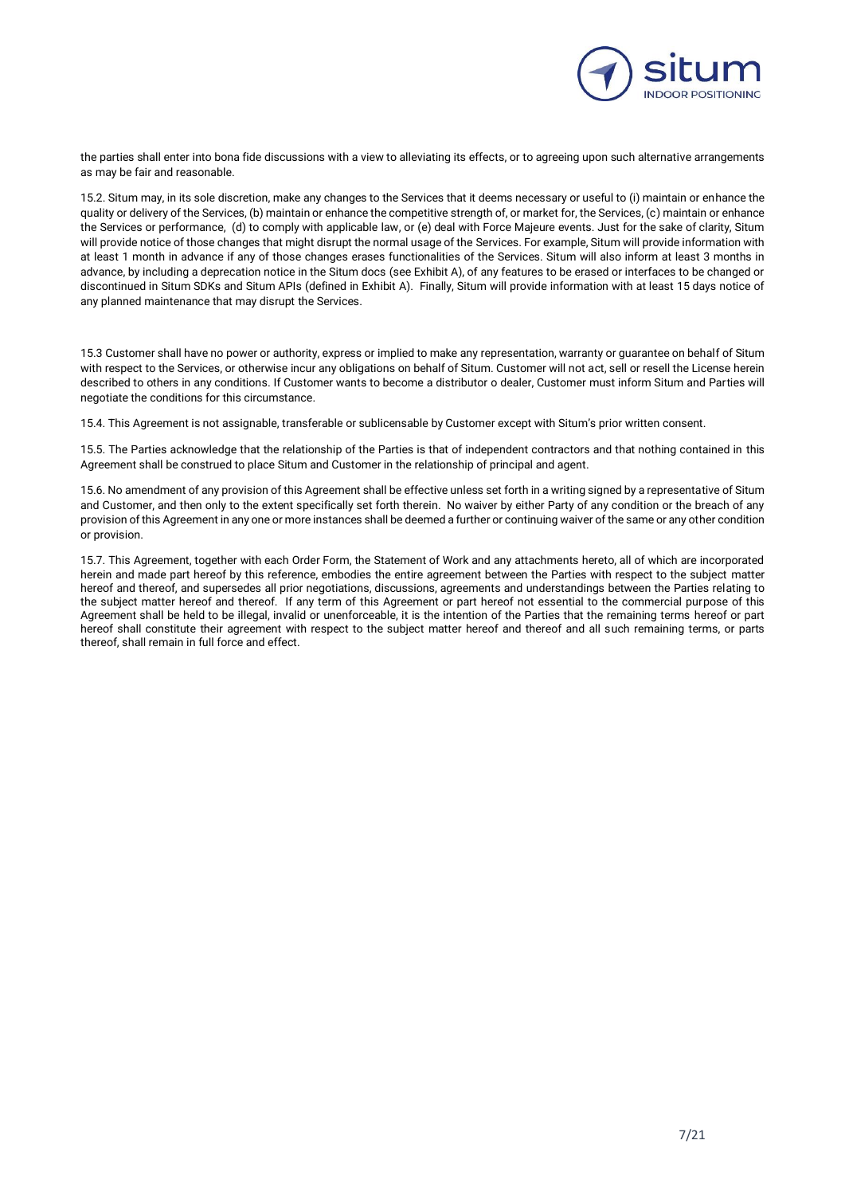the parties shall enter into bona fide discussions with a view to alleviating its effects, or to agreeing upon such alternative arrangements as may be fair and reasonable.

15.2. Situm may, in its sole discretion, make any changes to the Services that it deems necessary or useful to (i) maintain or enhance the quality or delivery of the Services, (b) maintain or enhance the competitive strength of, or market for, the Services, (c) maintain or enhance the Services or performance, (d) to comply with applicable law, or (e) deal with Force Majeure events. Just for the sake of clarity, Situm will provide notice of those changes that might disrupt the normal usage of the Services. For example, Situm will provide information with at least 1 month in advance if any of those changes erases functionalities of the Services. Situm will also inform at least 3 months in advance, by including a deprecation notice in the Situm docs (see Exhibit A), of any features to be erased or interfaces to be changed or discontinued in Situm SDKs and Situm APIs (defined in Exhibit A). Finally, Situm will provide information with at least 15 days notice of any planned maintenance that may disrupt the Services.

15.3 Customer shall have no power or authority, express or implied to make any representation, warranty or guarantee on behalf of Situm with respect to the Services, or otherwise incur any obligations on behalf of Situm. Customer will not act, sell or resell the License herein described to others in any conditions. If Customer wants to become a distributor o dealer, Customer must inform Situm and Parties will negotiate the conditions for this circumstance.

15.4. This Agreement is not assignable, transferable or sublicensable by Customer except with Situm's prior written consent.

15.5. The Parties acknowledge that the relationship of the Parties is that of independent contractors and that nothing contained in this Agreement shall be construed to place Situm and Customer in the relationship of principal and agent.

15.6. No amendment of any provision of this Agreement shall be effective unless set forth in a writing signed by a representative of Situm and Customer, and then only to the extent specifically set forth therein. No waiver by either Party of any condition or the breach of any provision of this Agreement in any one or more instances shall be deemed a further or continuing waiver of the same or any other condition or provision.

15.7. This Agreement, together with each Order Form, the Statement of Work and any attachments hereto, all of which are incorporated herein and made part hereof by this reference, embodies the entire agreement between the Parties with respect to the subject matter hereof and thereof, and supersedes all prior negotiations, discussions, agreements and understandings between the Parties relating to the subject matter hereof and thereof. If any term of this Agreement or part hereof not essential to the commercial purpose of this Agreement shall be held to be illegal, invalid or unenforceable, it is the intention of the Parties that the remaining terms hereof or part hereof shall constitute their agreement with respect to the subject matter hereof and thereof and all such remaining terms, or parts thereof, shall remain in full force and effect.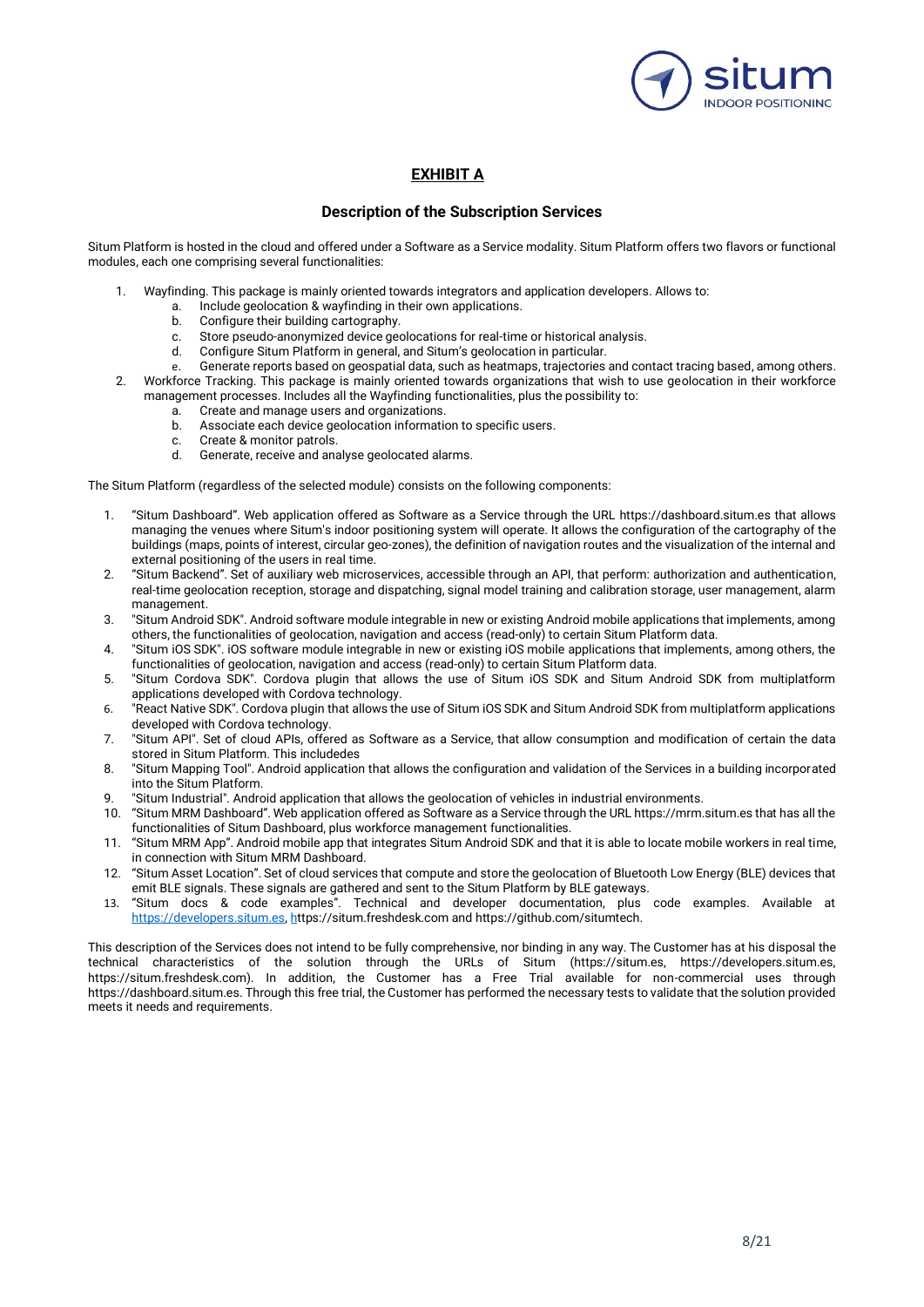# EXHIBIT A

## Description of the Subscription Services

Situm Platform is hosted in the cloud and offered under a Software as a Service modality. Situm Platform offers two flavors or functional modules, each one comprising several functionalities:

1. Wayfinding. This package is mainly oriented towards integrators and application developers. Allows to:
    a. Include geolocation & wayfinding in their own applications.
    b. Configure their building cartography.
    c. Store pseudo-anonymized device geolocations for real-time or historical analysis.
    d. Configure Situm Platform in general, and Situm's geolocation in particular.
    e. Generate reports based on geospatial data, such as heatmaps, trajectories and contact tracing based, among others.
2. Workforce Tracking. This package is mainly oriented towards organizations that wish to use geolocation in their workforce management processes. Includes all the Wayfinding functionalities, plus the possibility to:
    a. Create and manage users and organizations.
    b. Associate each device geolocation information to specific users.
    c. Create & monitor patrols.
    d. Generate, receive and analyse geolocated alarms.

The Situm Platform (regardless of the selected module) consists on the following components:

1. "Situm Dashboard". Web application offered as Software as a Service through the URL https://dashboard.situm.es that allows managing the venues where Situm's indoor positioning system will operate. It allows the configuration of the cartography of the buildings (maps, points of interest, circular geo-zones), the definition of navigation routes and the visualization of the internal and external positioning of the users in real time.
2. "Situm Backend". Set of auxiliary web microservices, accessible through an API, that perform: authorization and authentication, real-time geolocation reception, storage and dispatching, signal model training and calibration storage, user management, alarm management.
3. "Situm Android SDK". Android software module integrable in new or existing Android mobile applications that implements, among others, the functionalities of geolocation, navigation and access (read-only) to certain Situm Platform data.
4. "Situm iOS SDK". iOS software module integrable in new or existing iOS mobile applications that implements, among others, the functionalities of geolocation, navigation and access (read-only) to certain Situm Platform data.
5. "Situm Cordova SDK". Cordova plugin that allows the use of Situm iOS SDK and Situm Android SDK from multiplatform applications developed with Cordova technology.
6. "React Native SDK". Cordova plugin that allows the use of Situm iOS SDK and Situm Android SDK from multiplatform applications developed with Cordova technology.
7. "Situm API". Set of cloud APIs, offered as Software as a Service, that allow consumption and modification of certain the data stored in Situm Platform. This includedes
8. "Situm Mapping Tool". Android application that allows the configuration and validation of the Services in a building incorporated into the Situm Platform.
9. "Situm Industrial". Android application that allows the geolocation of vehicles in industrial environments.
10. "Situm MRM Dashboard". Web application offered as Software as a Service through the URL https://mrm.situm.es that has all the functionalities of Situm Dashboard, plus workforce management functionalities.
11. "Situm MRM App". Android mobile app that integrates Situm Android SDK and that it is able to locate mobile workers in real time, in connection with Situm MRM Dashboard.
12. "Situm Asset Location". Set of cloud services that compute and store the geolocation of Bluetooth Low Energy (BLE) devices that emit BLE signals. These signals are gathered and sent to the Situm Platform by BLE gateways.
13. "Situm docs & code examples". Technical and developer documentation, plus code examples. Available at https://developers.situm.es, https://situm.freshdesk.com and https://github.com/situmtech.

This description of the Services does not intend to be fully comprehensive, nor binding in any way. The Customer has at his disposal the technical characteristics of the solution through the URLs of Situm (https://situm.es, https://developers.situm.es, https://situm.freshdesk.com). In addition, the Customer has a Free Trial available for non-commercial uses through https://dashboard.situm.es. Through this free trial, the Customer has performed the necessary tests to validate that the solution provided meets it needs and requirements.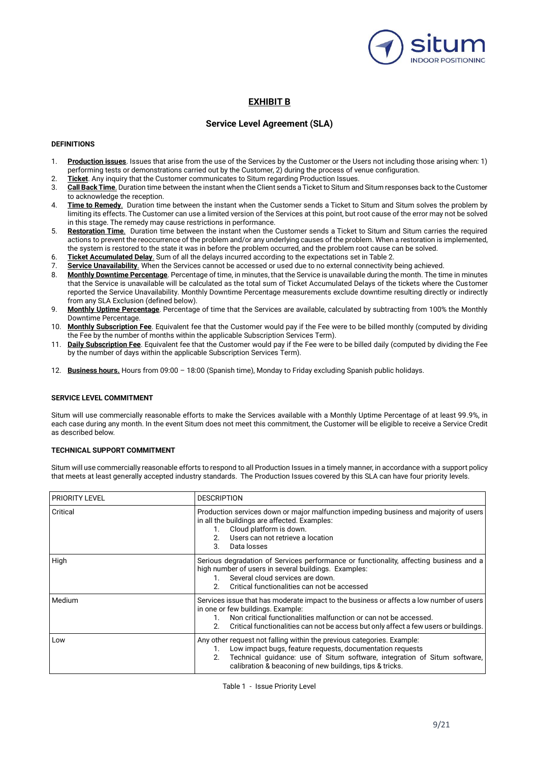# EXHIBIT B

## Service Level Agreement (SLA)

**DEFINITIONS**

1. **Production issues**. Issues that arise from the use of the Services by the Customer or the Users not including those arising when: 1) performing tests or demonstrations carried out by the Customer, 2) during the process of venue configuration.
2. **Ticket**. Any inquiry that the Customer communicates to Situm regarding Production Issues.
3. **Call Back Time**. Duration time between the instant when the Client sends a Ticket to Situm and Situm responses back to the Customer to acknowledge the reception.
4. **Time to Remedy**. Duration time between the instant when the Customer sends a Ticket to Situm and Situm solves the problem by limiting its effects. The Customer can use a limited version of the Services at this point, but root cause of the error may not be solved in this stage. The remedy may cause restrictions in performance.
5. **Restoration Time**. Duration time between the instant when the Customer sends a Ticket to Situm and Situm carries the required actions to prevent the reoccurrence of the problem and/or any underlying causes of the problem. When a restoration is implemented, the system is restored to the state it was in before the problem occurred, and the problem root cause can be solved.
6. **Ticket Accumulated Delay**. Sum of all the delays incurred according to the expectations set in Table 2.
7. **Service Unavailability**. When the Services cannot be accessed or used due to no external connectivity being achieved.
8. **Monthly Downtime Percentage**. Percentage of time, in minutes, that the Service is unavailable during the month. The time in minutes that the Service is unavailable will be calculated as the total sum of Ticket Accumulated Delays of the tickets where the Customer reported the Service Unavailability. Monthly Downtime Percentage measurements exclude downtime resulting directly or indirectly from any SLA Exclusion (defined below).
9. **Monthly Uptime Percentage**. Percentage of time that the Services are available, calculated by subtracting from 100% the Monthly Downtime Percentage.
10. **Monthly Subscription Fee**. Equivalent fee that the Customer would pay if the Fee were to be billed monthly (computed by dividing the Fee by the number of months within the applicable Subscription Services Term).
11. **Daily Subscription Fee**. Equivalent fee that the Customer would pay if the Fee were to be billed daily (computed by dividing the Fee by the number of days within the applicable Subscription Services Term).
12. **Business hours.** Hours from 09:00 – 18:00 (Spanish time), Monday to Friday excluding Spanish public holidays.

**SERVICE LEVEL COMMITMENT**

Situm will use commercially reasonable efforts to make the Services available with a Monthly Uptime Percentage of at least 99.9%, in each case during any month. In the event Situm does not meet this commitment, the Customer will be eligible to receive a Service Credit as described below.

**TECHNICAL SUPPORT COMMITMENT**

Situm will use commercially reasonable efforts to respond to all Production Issues in a timely manner, in accordance with a support policy that meets at least generally accepted industry standards. The Production Issues covered by this SLA can have four priority levels.

| PRIORITY LEVEL | DESCRIPTION |
|---|---|
| Critical | Production services down or major malfunction impeding business and majority of users in all the buildings are affected. Examples:<br>1. Cloud platform is down.<br>2. Users can not retrieve a location<br>3. Data losses |
| High | Serious degradation of Services performance or functionality, affecting business and a high number of users in several buildings. Examples:<br>1. Several cloud services are down.<br>2. Critical functionalities can not be accessed |
| Medium | Services issue that has moderate impact to the business or affects a low number of users in one or few buildings. Example:<br>1. Non critical functionalities malfunction or can not be accessed.<br>2. Critical functionalities can not be access but only affect a few users or buildings. |
| Low | Any other request not falling within the previous categories. Example:<br>1. Low impact bugs, feature requests, documentation requests<br>2. Technical guidance: use of Situm software, integration of Situm software, calibration & beaconing of new buildings, tips & tricks. |

Table 1 - Issue Priority Level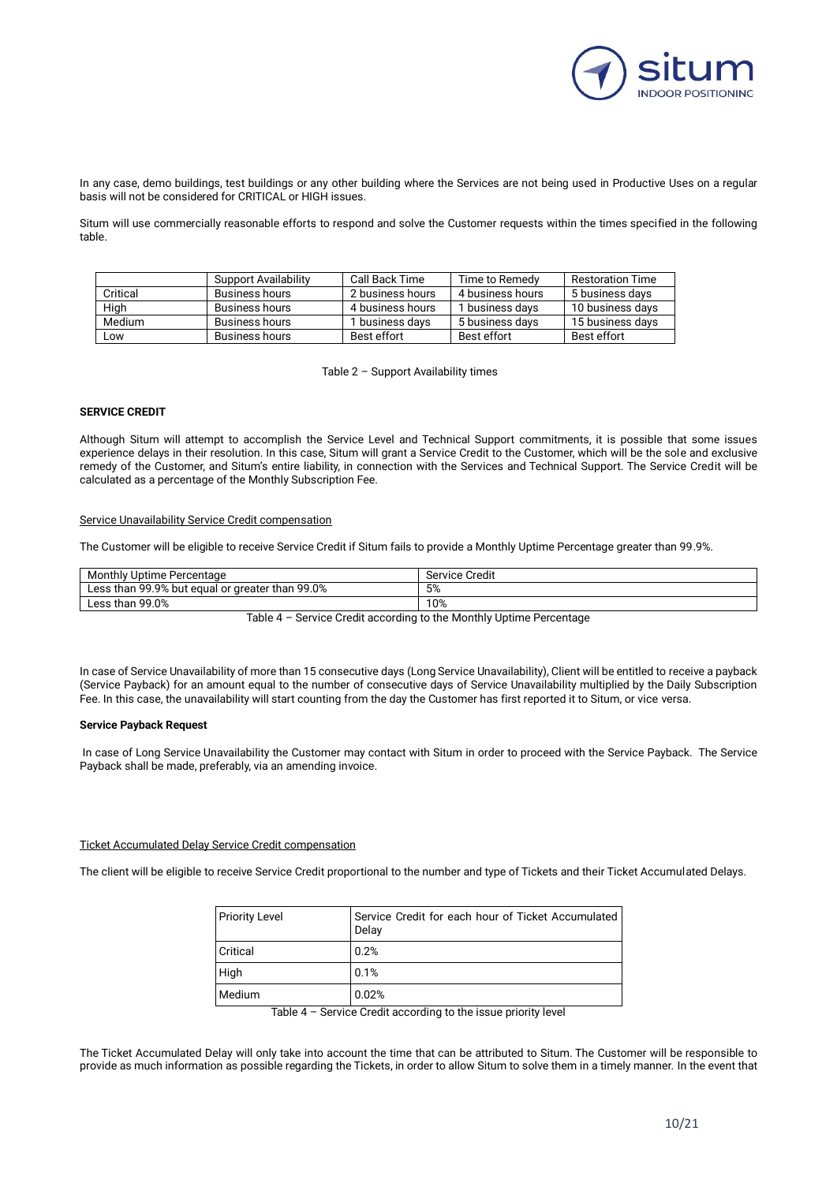In any case, demo buildings, test buildings or any other building where the Services are not being used in Productive Uses on a regular basis will not be considered for CRITICAL or HIGH issues.

Situm will use commercially reasonable efforts to respond and solve the Customer requests within the times specified in the following table.

| | Support Availability | Call Back Time | Time to Remedy | Restoration Time |
|---|---|---|---|---|
| Critical | Business hours | 2 business hours | 4 business hours | 5 business days |
| High | Business hours | 4 business hours | 1 business days | 10 business days |
| Medium | Business hours | 1 business days | 5 business days | 15 business days |
| Low | Business hours | Best effort | Best effort | Best effort |

Table 2 – Support Availability times

**SERVICE CREDIT**

Although Situm will attempt to accomplish the Service Level and Technical Support commitments, it is possible that some issues experience delays in their resolution. In this case, Situm will grant a Service Credit to the Customer, which will be the sole and exclusive remedy of the Customer, and Situm's entire liability, in connection with the Services and Technical Support. The Service Credit will be calculated as a percentage of the Monthly Subscription Fee.

Service Unavailability Service Credit compensation

The Customer will be eligible to receive Service Credit if Situm fails to provide a Monthly Uptime Percentage greater than 99.9%.

| Monthly Uptime Percentage | Service Credit |
|---|---|
| Less than 99.9% but equal or greater than 99.0% | 5% |
| Less than 99.0% | 10% |

Table 4 – Service Credit according to the Monthly Uptime Percentage

In case of Service Unavailability of more than 15 consecutive days (Long Service Unavailability), Client will be entitled to receive a payback (Service Payback) for an amount equal to the number of consecutive days of Service Unavailability multiplied by the Daily Subscription Fee. In this case, the unavailability will start counting from the day the Customer has first reported it to Situm, or vice versa.

**Service Payback Request**

In case of Long Service Unavailability the Customer may contact with Situm in order to proceed with the Service Payback. The Service Payback shall be made, preferably, via an amending invoice.

Ticket Accumulated Delay Service Credit compensation

The client will be eligible to receive Service Credit proportional to the number and type of Tickets and their Ticket Accumulated Delays.

| Priority Level | Service Credit for each hour of Ticket Accumulated Delay |
|---|---|
| Critical | 0.2% |
| High | 0.1% |
| Medium | 0.02% |

Table 4 – Service Credit according to the issue priority level

The Ticket Accumulated Delay will only take into account the time that can be attributed to Situm. The Customer will be responsible to provide as much information as possible regarding the Tickets, in order to allow Situm to solve them in a timely manner. In the event that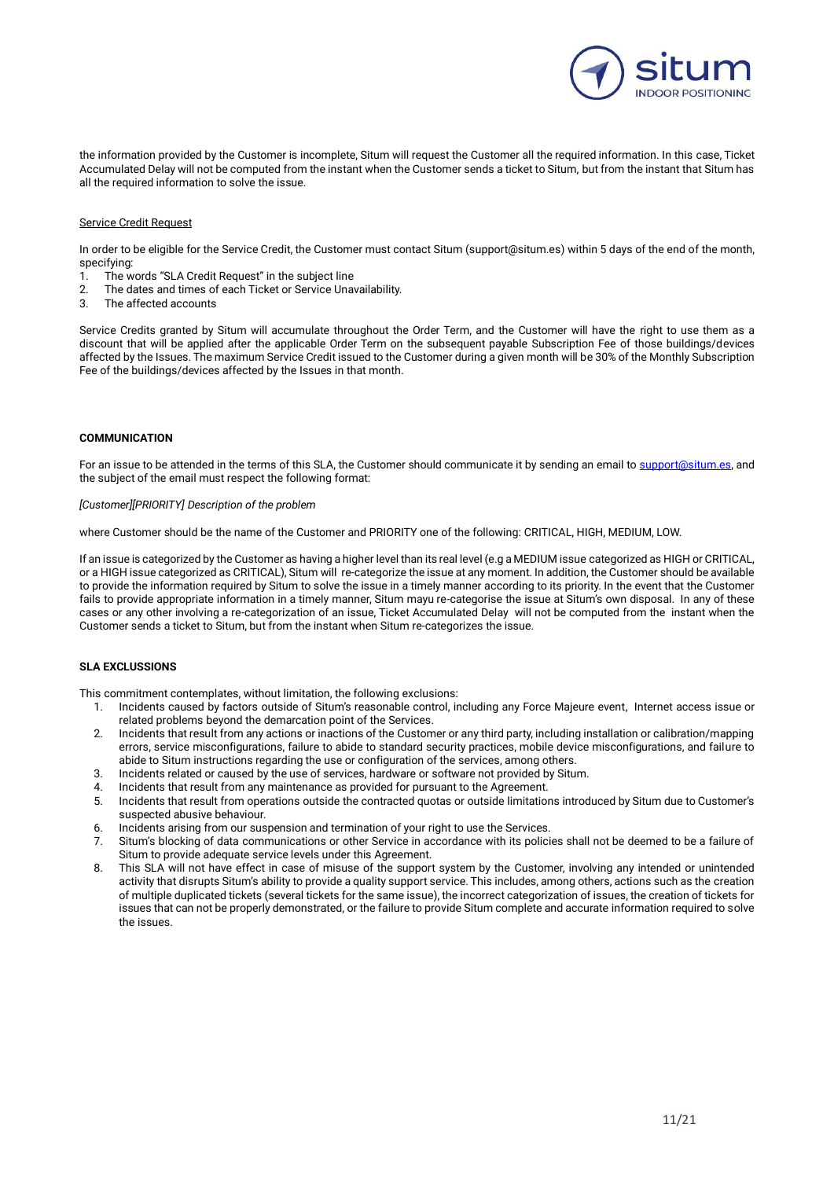the information provided by the Customer is incomplete, Situm will request the Customer all the required information. In this case, Ticket Accumulated Delay will not be computed from the instant when the Customer sends a ticket to Situm, but from the instant that Situm has all the required information to solve the issue.

Service Credit Request

In order to be eligible for the Service Credit, the Customer must contact Situm (support@situm.es) within 5 days of the end of the month, specifying:

1. The words "SLA Credit Request" in the subject line
2. The dates and times of each Ticket or Service Unavailability.
3. The affected accounts

Service Credits granted by Situm will accumulate throughout the Order Term, and the Customer will have the right to use them as a discount that will be applied after the applicable Order Term on the subsequent payable Subscription Fee of those buildings/devices affected by the Issues. The maximum Service Credit issued to the Customer during a given month will be 30% of the Monthly Subscription Fee of the buildings/devices affected by the Issues in that month.

**COMMUNICATION**

For an issue to be attended in the terms of this SLA, the Customer should communicate it by sending an email to support@situm.es, and the subject of the email must respect the following format:

*[Customer][PRIORITY] Description of the problem*

where Customer should be the name of the Customer and PRIORITY one of the following: CRITICAL, HIGH, MEDIUM, LOW.

If an issue is categorized by the Customer as having a higher level than its real level (e.g a MEDIUM issue categorized as HIGH or CRITICAL, or a HIGH issue categorized as CRITICAL), Situm will re-categorize the issue at any moment. In addition, the Customer should be available to provide the information required by Situm to solve the issue in a timely manner according to its priority. In the event that the Customer fails to provide appropriate information in a timely manner, Situm mayu re-categorise the issue at Situm's own disposal. In any of these cases or any other involving a re-categorization of an issue, Ticket Accumulated Delay will not be computed from the instant when the Customer sends a ticket to Situm, but from the instant when Situm re-categorizes the issue.

**SLA EXCLUSSIONS**

This commitment contemplates, without limitation, the following exclusions:

1. Incidents caused by factors outside of Situm's reasonable control, including any Force Majeure event, Internet access issue or related problems beyond the demarcation point of the Services.
2. Incidents that result from any actions or inactions of the Customer or any third party, including installation or calibration/mapping errors, service misconfigurations, failure to abide to standard security practices, mobile device misconfigurations, and failure to abide to Situm instructions regarding the use or configuration of the services, among others.
3. Incidents related or caused by the use of services, hardware or software not provided by Situm.
4. Incidents that result from any maintenance as provided for pursuant to the Agreement.
5. Incidents that result from operations outside the contracted quotas or outside limitations introduced by Situm due to Customer's suspected abusive behaviour.
6. Incidents arising from our suspension and termination of your right to use the Services.
7. Situm's blocking of data communications or other Service in accordance with its policies shall not be deemed to be a failure of Situm to provide adequate service levels under this Agreement.
8. This SLA will not have effect in case of misuse of the support system by the Customer, involving any intended or unintended activity that disrupts Situm's ability to provide a quality support service. This includes, among others, actions such as the creation of multiple duplicated tickets (several tickets for the same issue), the incorrect categorization of issues, the creation of tickets for issues that can not be properly demonstrated, or the failure to provide Situm complete and accurate information required to solve the issues.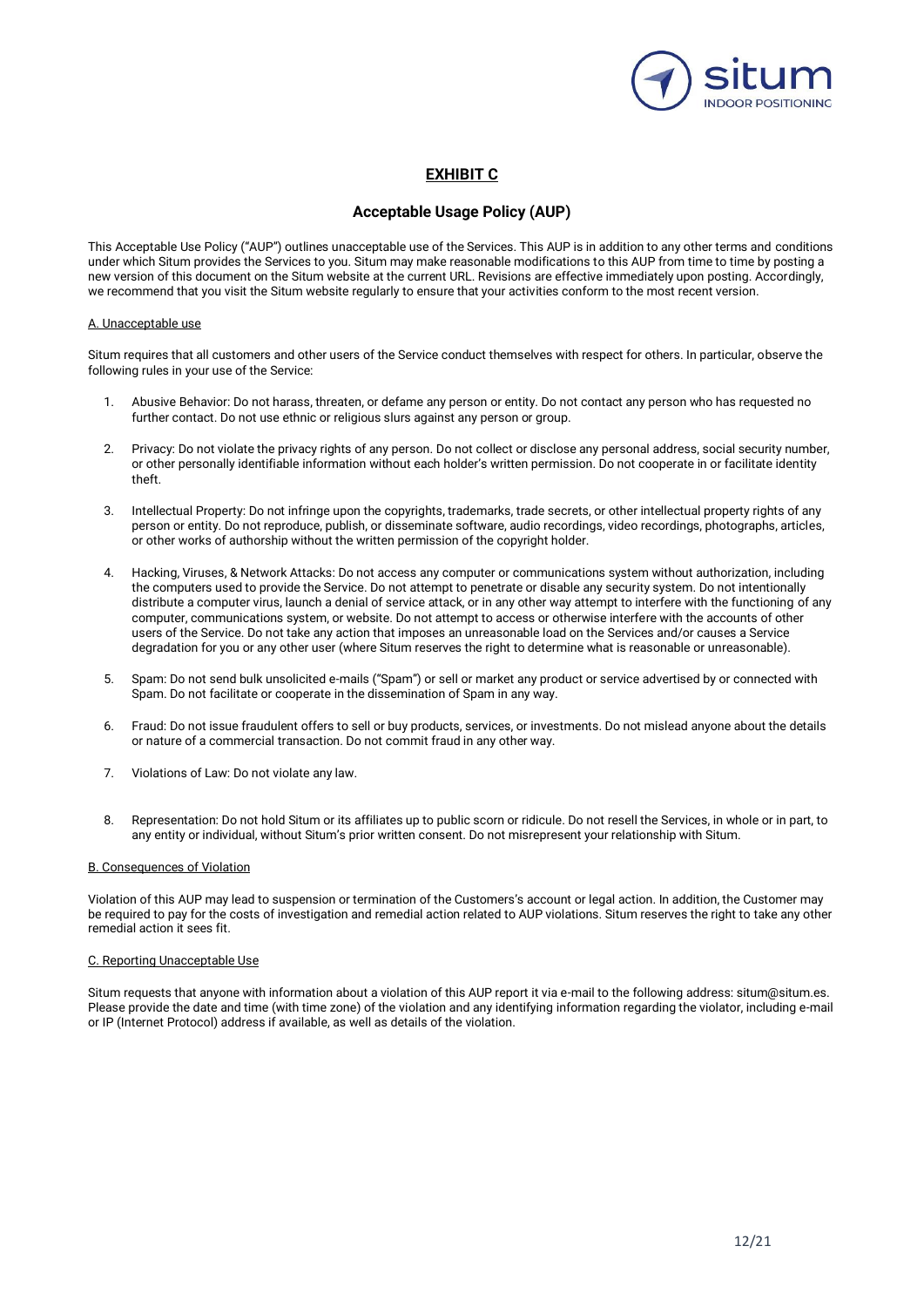# EXHIBIT C

## Acceptable Usage Policy (AUP)

This Acceptable Use Policy ("AUP") outlines unacceptable use of the Services. This AUP is in addition to any other terms and conditions under which Situm provides the Services to you. Situm may make reasonable modifications to this AUP from time to time by posting a new version of this document on the Situm website at the current URL. Revisions are effective immediately upon posting. Accordingly, we recommend that you visit the Situm website regularly to ensure that your activities conform to the most recent version.

### A. Unacceptable use

Situm requires that all customers and other users of the Service conduct themselves with respect for others. In particular, observe the following rules in your use of the Service:

1. Abusive Behavior: Do not harass, threaten, or defame any person or entity. Do not contact any person who has requested no further contact. Do not use ethnic or religious slurs against any person or group.

2. Privacy: Do not violate the privacy rights of any person. Do not collect or disclose any personal address, social security number, or other personally identifiable information without each holder's written permission. Do not cooperate in or facilitate identity theft.

3. Intellectual Property: Do not infringe upon the copyrights, trademarks, trade secrets, or other intellectual property rights of any person or entity. Do not reproduce, publish, or disseminate software, audio recordings, video recordings, photographs, articles, or other works of authorship without the written permission of the copyright holder.

4. Hacking, Viruses, & Network Attacks: Do not access any computer or communications system without authorization, including the computers used to provide the Service. Do not attempt to penetrate or disable any security system. Do not intentionally distribute a computer virus, launch a denial of service attack, or in any other way attempt to interfere with the functioning of any computer, communications system, or website. Do not attempt to access or otherwise interfere with the accounts of other users of the Service. Do not take any action that imposes an unreasonable load on the Services and/or causes a Service degradation for you or any other user (where Situm reserves the right to determine what is reasonable or unreasonable).

5. Spam: Do not send bulk unsolicited e-mails ("Spam") or sell or market any product or service advertised by or connected with Spam. Do not facilitate or cooperate in the dissemination of Spam in any way.

6. Fraud: Do not issue fraudulent offers to sell or buy products, services, or investments. Do not mislead anyone about the details or nature of a commercial transaction. Do not commit fraud in any other way.

7. Violations of Law: Do not violate any law.

8. Representation: Do not hold Situm or its affiliates up to public scorn or ridicule. Do not resell the Services, in whole or in part, to any entity or individual, without Situm's prior written consent. Do not misrepresent your relationship with Situm.

### B. Consequences of Violation

Violation of this AUP may lead to suspension or termination of the Customers's account or legal action. In addition, the Customer may be required to pay for the costs of investigation and remedial action related to AUP violations. Situm reserves the right to take any other remedial action it sees fit.

### C. Reporting Unacceptable Use

Situm requests that anyone with information about a violation of this AUP report it via e-mail to the following address: situm@situm.es. Please provide the date and time (with time zone) of the violation and any identifying information regarding the violator, including e-mail or IP (Internet Protocol) address if available, as well as details of the violation.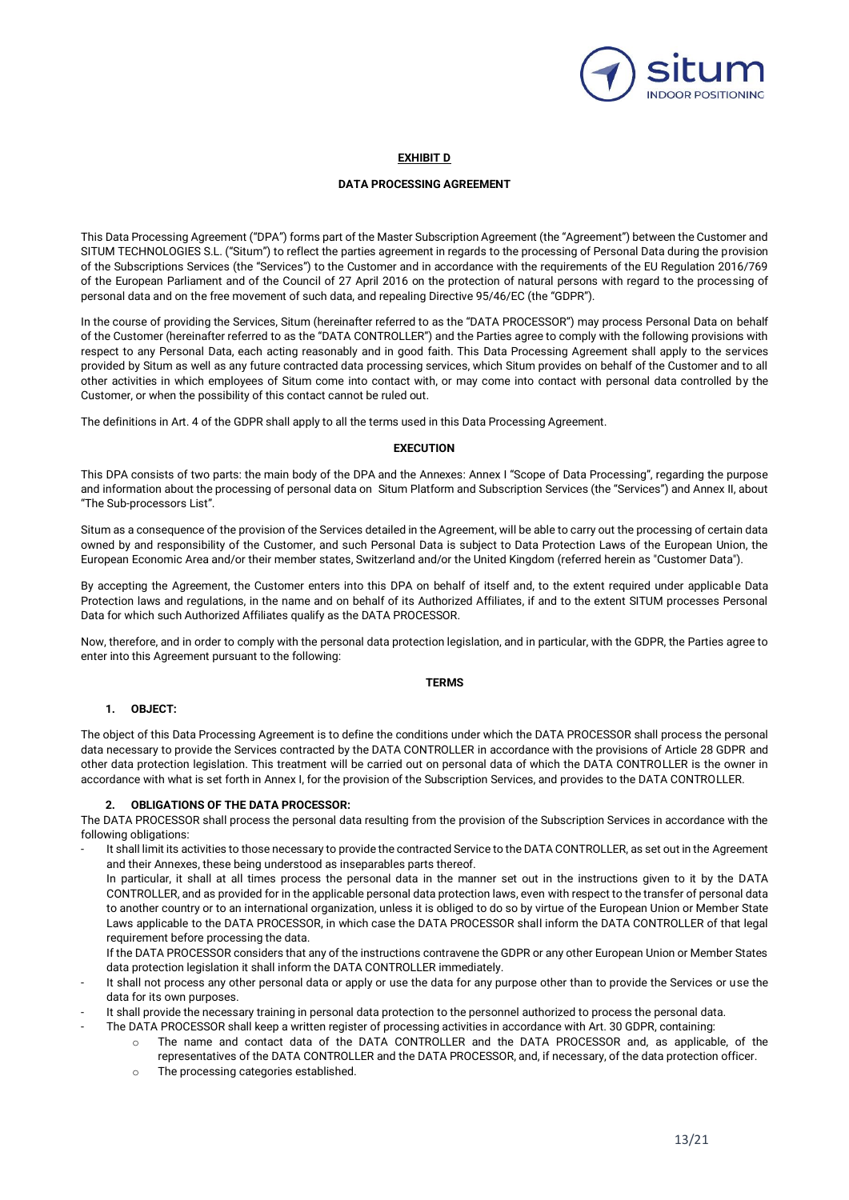**EXHIBIT D**

**DATA PROCESSING AGREEMENT**

This Data Processing Agreement ("DPA") forms part of the Master Subscription Agreement (the "Agreement") between the Customer and SITUM TECHNOLOGIES S.L. ("Situm") to reflect the parties agreement in regards to the processing of Personal Data during the provision of the Subscriptions Services (the "Services") to the Customer and in accordance with the requirements of the EU Regulation 2016/769 of the European Parliament and of the Council of 27 April 2016 on the protection of natural persons with regard to the processing of personal data and on the free movement of such data, and repealing Directive 95/46/EC (the "GDPR").

In the course of providing the Services, Situm (hereinafter referred to as the "DATA PROCESSOR") may process Personal Data on behalf of the Customer (hereinafter referred to as the "DATA CONTROLLER") and the Parties agree to comply with the following provisions with respect to any Personal Data, each acting reasonably and in good faith. This Data Processing Agreement shall apply to the services provided by Situm as well as any future contracted data processing services, which Situm provides on behalf of the Customer and to all other activities in which employees of Situm come into contact with, or may come into contact with personal data controlled by the Customer, or when the possibility of this contact cannot be ruled out.

The definitions in Art. 4 of the GDPR shall apply to all the terms used in this Data Processing Agreement.

**EXECUTION**

This DPA consists of two parts: the main body of the DPA and the Annexes: Annex I "Scope of Data Processing", regarding the purpose and information about the processing of personal data on Situm Platform and Subscription Services (the "Services") and Annex II, about "The Sub-processors List".

Situm as a consequence of the provision of the Services detailed in the Agreement, will be able to carry out the processing of certain data owned by and responsibility of the Customer, and such Personal Data is subject to Data Protection Laws of the European Union, the European Economic Area and/or their member states, Switzerland and/or the United Kingdom (referred herein as "Customer Data").

By accepting the Agreement, the Customer enters into this DPA on behalf of itself and, to the extent required under applicable Data Protection laws and regulations, in the name and on behalf of its Authorized Affiliates, if and to the extent SITUM processes Personal Data for which such Authorized Affiliates qualify as the DATA PROCESSOR.

Now, therefore, and in order to comply with the personal data protection legislation, and in particular, with the GDPR, the Parties agree to enter into this Agreement pursuant to the following:

**TERMS**

**1. OBJECT:**

The object of this Data Processing Agreement is to define the conditions under which the DATA PROCESSOR shall process the personal data necessary to provide the Services contracted by the DATA CONTROLLER in accordance with the provisions of Article 28 GDPR and other data protection legislation. This treatment will be carried out on personal data of which the DATA CONTROLLER is the owner in accordance with what is set forth in Annex I, for the provision of the Subscription Services, and provides to the DATA CONTROLLER.

**2. OBLIGATIONS OF THE DATA PROCESSOR:**

The DATA PROCESSOR shall process the personal data resulting from the provision of the Subscription Services in accordance with the following obligations:

- It shall limit its activities to those necessary to provide the contracted Service to the DATA CONTROLLER, as set out in the Agreement and their Annexes, these being understood as inseparables parts thereof.
  In particular, it shall at all times process the personal data in the manner set out in the instructions given to it by the DATA CONTROLLER, and as provided for in the applicable personal data protection laws, even with respect to the transfer of personal data to another country or to an international organization, unless it is obliged to do so by virtue of the European Union or Member State Laws applicable to the DATA PROCESSOR, in which case the DATA PROCESSOR shall inform the DATA CONTROLLER of that legal requirement before processing the data.
  If the DATA PROCESSOR considers that any of the instructions contravene the GDPR or any other European Union or Member States data protection legislation it shall inform the DATA CONTROLLER immediately.
- It shall not process any other personal data or apply or use the data for any purpose other than to provide the Services or use the data for its own purposes.
- It shall provide the necessary training in personal data protection to the personnel authorized to process the personal data.
- The DATA PROCESSOR shall keep a written register of processing activities in accordance with Art. 30 GDPR, containing:
  - The name and contact data of the DATA CONTROLLER and the DATA PROCESSOR and, as applicable, of the representatives of the DATA CONTROLLER and the DATA PROCESSOR, and, if necessary, of the data protection officer.
  - The processing categories established.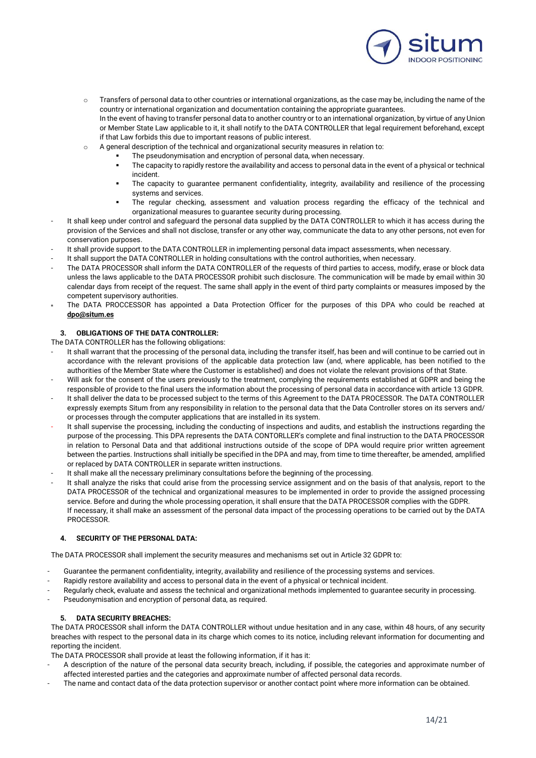- Transfers of personal data to other countries or international organizations, as the case may be, including the name of the country or international organization and documentation containing the appropriate guarantees.
  In the event of having to transfer personal data to another country or to an international organization, by virtue of any Union or Member State Law applicable to it, it shall notify to the DATA CONTROLLER that legal requirement beforehand, except if that Law forbids this due to important reasons of public interest.
- A general description of the technical and organizational security measures in relation to:
  - The pseudonymisation and encryption of personal data, when necessary.
  - The capacity to rapidly restore the availability and access to personal data in the event of a physical or technical incident.
  - The capacity to guarantee permanent confidentiality, integrity, availability and resilience of the processing systems and services.
  - The regular checking, assessment and valuation process regarding the efficacy of the technical and organizational measures to guarantee security during processing.

- It shall keep under control and safeguard the personal data supplied by the DATA CONTROLLER to which it has access during the provision of the Services and shall not disclose, transfer or any other way, communicate the data to any other persons, not even for conservation purposes.
- It shall provide support to the DATA CONTROLLER in implementing personal data impact assessments, when necessary.
- It shall support the DATA CONTROLLER in holding consultations with the control authorities, when necessary.
- The DATA PROCESSOR shall inform the DATA CONTROLLER of the requests of third parties to access, modify, erase or block data unless the laws applicable to the DATA PROCESSOR prohibit such disclosure. The communication will be made by email within 30 calendar days from receipt of the request. The same shall apply in the event of third party complaints or measures imposed by the competent supervisory authorities.
- The DATA PROCCESSOR has appointed a Data Protection Officer for the purposes of this DPA who could be reached at **dpo@situm.es**

### 3. OBLIGATIONS OF THE DATA CONTROLLER:

The DATA CONTROLLER has the following obligations:

- It shall warrant that the processing of the personal data, including the transfer itself, has been and will continue to be carried out in accordance with the relevant provisions of the applicable data protection law (and, where applicable, has been notified to the authorities of the Member State where the Customer is established) and does not violate the relevant provisions of that State.
- Will ask for the consent of the users previously to the treatment, complying the requirements established at GDPR and being the responsible of provide to the final users the information about the processing of personal data in accordance with article 13 GDPR.
- It shall deliver the data to be processed subject to the terms of this Agreement to the DATA PROCESSOR. The DATA CONTROLLER expressly exempts Situm from any responsibility in relation to the personal data that the Data Controller stores on its servers and/ or processes through the computer applications that are installed in its system.
- It shall supervise the processing, including the conducting of inspections and audits, and establish the instructions regarding the purpose of the processing. This DPA represents the DATA CONTORLLER's complete and final instruction to the DATA PROCESSOR in relation to Personal Data and that additional instructions outside of the scope of DPA would require prior written agreement between the parties. Instructions shall initially be specified in the DPA and may, from time to time thereafter, be amended, amplified or replaced by DATA CONTROLLER in separate written instructions.
- It shall make all the necessary preliminary consultations before the beginning of the processing.
- It shall analyze the risks that could arise from the processing service assignment and on the basis of that analysis, report to the DATA PROCESSOR of the technical and organizational measures to be implemented in order to provide the assigned processing service. Before and during the whole processing operation, it shall ensure that the DATA PROCESSOR complies with the GDPR.
  If necessary, it shall make an assessment of the personal data impact of the processing operations to be carried out by the DATA PROCESSOR.

### 4. SECURITY OF THE PERSONAL DATA:

The DATA PROCESSOR shall implement the security measures and mechanisms set out in Article 32 GDPR to:

- Guarantee the permanent confidentiality, integrity, availability and resilience of the processing systems and services.
- Rapidly restore availability and access to personal data in the event of a physical or technical incident.
- Regularly check, evaluate and assess the technical and organizational methods implemented to guarantee security in processing.
- Pseudonymisation and encryption of personal data, as required.

### 5. DATA SECURITY BREACHES:

The DATA PROCESSOR shall inform the DATA CONTROLLER without undue hesitation and in any case, within 48 hours, of any security breaches with respect to the personal data in its charge which comes to its notice, including relevant information for documenting and reporting the incident.

The DATA PROCESSOR shall provide at least the following information, if it has it:

- A description of the nature of the personal data security breach, including, if possible, the categories and approximate number of affected interested parties and the categories and approximate number of affected personal data records.
- The name and contact data of the data protection supervisor or another contact point where more information can be obtained.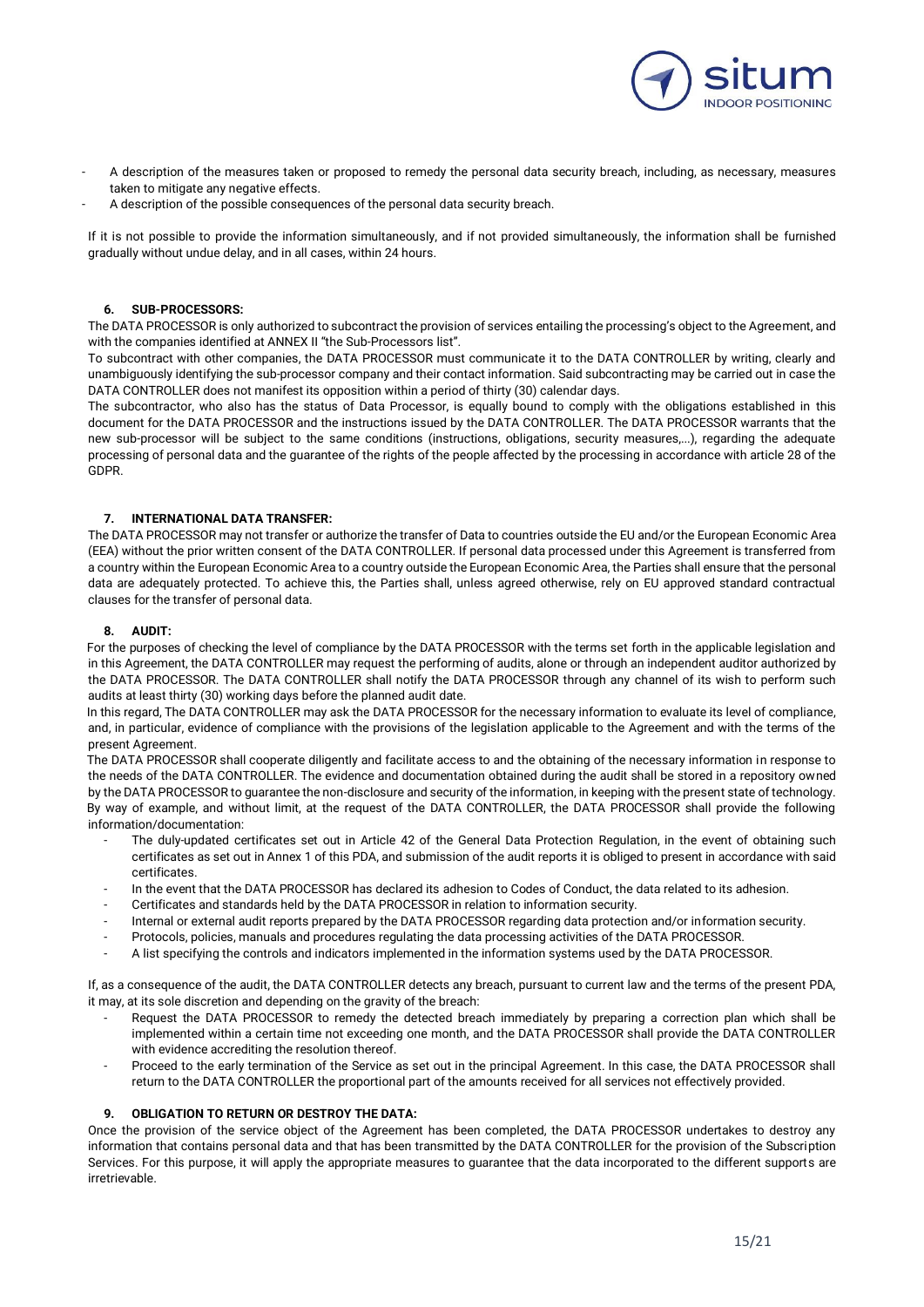- A description of the measures taken or proposed to remedy the personal data security breach, including, as necessary, measures taken to mitigate any negative effects.
- A description of the possible consequences of the personal data security breach.

If it is not possible to provide the information simultaneously, and if not provided simultaneously, the information shall be furnished gradually without undue delay, and in all cases, within 24 hours.

### 6. SUB-PROCESSORS:

The DATA PROCESSOR is only authorized to subcontract the provision of services entailing the processing's object to the Agreement, and with the companies identified at ANNEX II "the Sub-Processors list".

To subcontract with other companies, the DATA PROCESSOR must communicate it to the DATA CONTROLLER by writing, clearly and unambiguously identifying the sub-processor company and their contact information. Said subcontracting may be carried out in case the DATA CONTROLLER does not manifest its opposition within a period of thirty (30) calendar days.

The subcontractor, who also has the status of Data Processor, is equally bound to comply with the obligations established in this document for the DATA PROCESSOR and the instructions issued by the DATA CONTROLLER. The DATA PROCESSOR warrants that the new sub-processor will be subject to the same conditions (instructions, obligations, security measures,...), regarding the adequate processing of personal data and the guarantee of the rights of the people affected by the processing in accordance with article 28 of the GDPR.

### 7. INTERNATIONAL DATA TRANSFER:

The DATA PROCESSOR may not transfer or authorize the transfer of Data to countries outside the EU and/or the European Economic Area (EEA) without the prior written consent of the DATA CONTROLLER. If personal data processed under this Agreement is transferred from a country within the European Economic Area to a country outside the European Economic Area, the Parties shall ensure that the personal data are adequately protected. To achieve this, the Parties shall, unless agreed otherwise, rely on EU approved standard contractual clauses for the transfer of personal data.

### 8. AUDIT:

For the purposes of checking the level of compliance by the DATA PROCESSOR with the terms set forth in the applicable legislation and in this Agreement, the DATA CONTROLLER may request the performing of audits, alone or through an independent auditor authorized by the DATA PROCESSOR. The DATA CONTROLLER shall notify the DATA PROCESSOR through any channel of its wish to perform such audits at least thirty (30) working days before the planned audit date.

In this regard, The DATA CONTROLLER may ask the DATA PROCESSOR for the necessary information to evaluate its level of compliance, and, in particular, evidence of compliance with the provisions of the legislation applicable to the Agreement and with the terms of the present Agreement.

The DATA PROCESSOR shall cooperate diligently and facilitate access to and the obtaining of the necessary information in response to the needs of the DATA CONTROLLER. The evidence and documentation obtained during the audit shall be stored in a repository owned by the DATA PROCESSOR to guarantee the non-disclosure and security of the information, in keeping with the present state of technology. By way of example, and without limit, at the request of the DATA CONTROLLER, the DATA PROCESSOR shall provide the following information/documentation:

- The duly-updated certificates set out in Article 42 of the General Data Protection Regulation, in the event of obtaining such certificates as set out in Annex 1 of this PDA, and submission of the audit reports it is obliged to present in accordance with said certificates.
- In the event that the DATA PROCESSOR has declared its adhesion to Codes of Conduct, the data related to its adhesion.
- Certificates and standards held by the DATA PROCESSOR in relation to information security.
- Internal or external audit reports prepared by the DATA PROCESSOR regarding data protection and/or information security.
- Protocols, policies, manuals and procedures regulating the data processing activities of the DATA PROCESSOR.
- A list specifying the controls and indicators implemented in the information systems used by the DATA PROCESSOR.

If, as a consequence of the audit, the DATA CONTROLLER detects any breach, pursuant to current law and the terms of the present PDA, it may, at its sole discretion and depending on the gravity of the breach:

- Request the DATA PROCESSOR to remedy the detected breach immediately by preparing a correction plan which shall be implemented within a certain time not exceeding one month, and the DATA PROCESSOR shall provide the DATA CONTROLLER with evidence accrediting the resolution thereof.
- Proceed to the early termination of the Service as set out in the principal Agreement. In this case, the DATA PROCESSOR shall return to the DATA CONTROLLER the proportional part of the amounts received for all services not effectively provided.

### 9. OBLIGATION TO RETURN OR DESTROY THE DATA:

Once the provision of the service object of the Agreement has been completed, the DATA PROCESSOR undertakes to destroy any information that contains personal data and that has been transmitted by the DATA CONTROLLER for the provision of the Subscription Services. For this purpose, it will apply the appropriate measures to guarantee that the data incorporated to the different supports are irretrievable.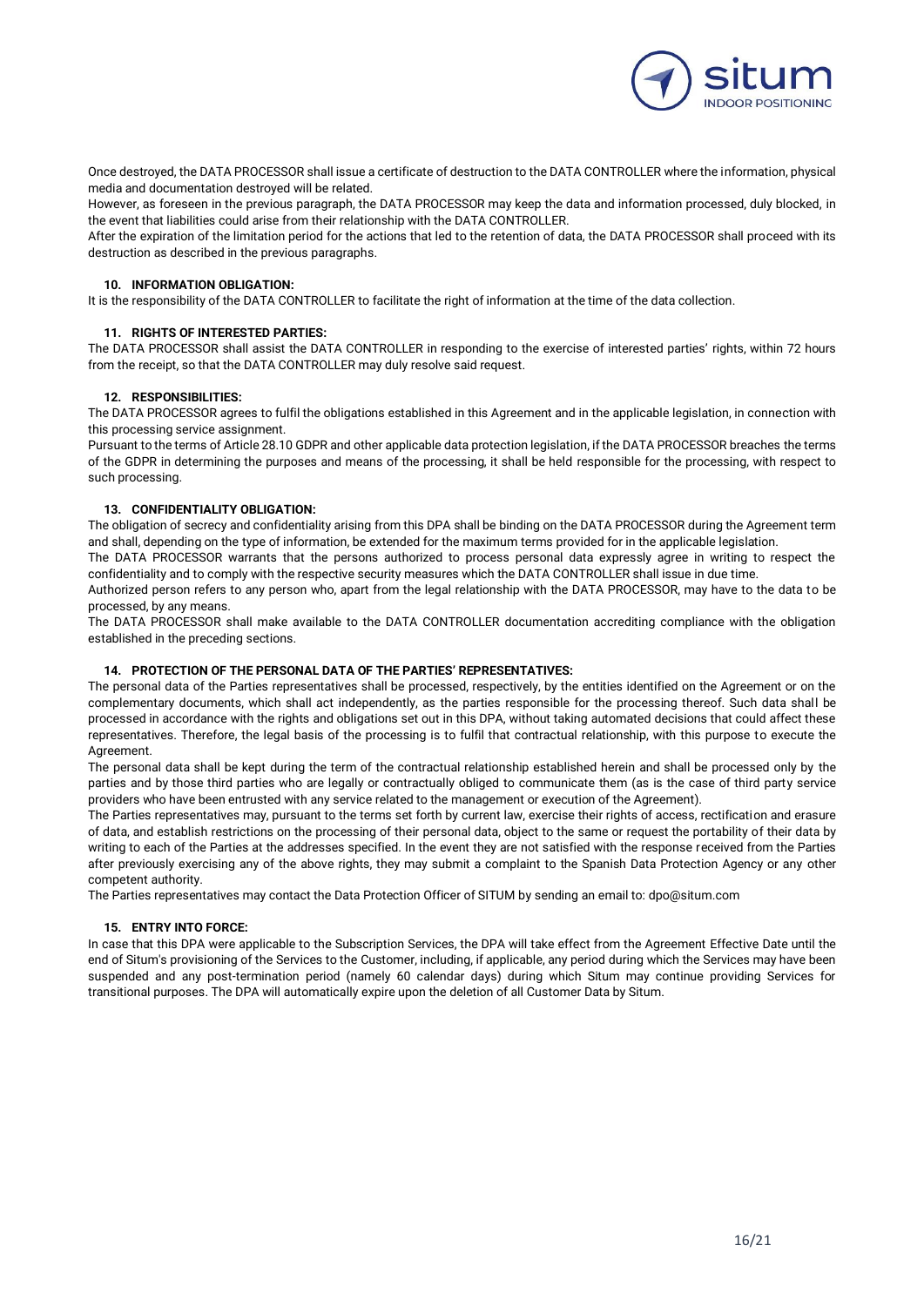Once destroyed, the DATA PROCESSOR shall issue a certificate of destruction to the DATA CONTROLLER where the information, physical media and documentation destroyed will be related.

However, as foreseen in the previous paragraph, the DATA PROCESSOR may keep the data and information processed, duly blocked, in the event that liabilities could arise from their relationship with the DATA CONTROLLER.

After the expiration of the limitation period for the actions that led to the retention of data, the DATA PROCESSOR shall proceed with its destruction as described in the previous paragraphs.

**10. INFORMATION OBLIGATION:**

It is the responsibility of the DATA CONTROLLER to facilitate the right of information at the time of the data collection.

**11. RIGHTS OF INTERESTED PARTIES:**

The DATA PROCESSOR shall assist the DATA CONTROLLER in responding to the exercise of interested parties' rights, within 72 hours from the receipt, so that the DATA CONTROLLER may duly resolve said request.

**12. RESPONSIBILITIES:**

The DATA PROCESSOR agrees to fulfil the obligations established in this Agreement and in the applicable legislation, in connection with this processing service assignment.

Pursuant to the terms of Article 28.10 GDPR and other applicable data protection legislation, if the DATA PROCESSOR breaches the terms of the GDPR in determining the purposes and means of the processing, it shall be held responsible for the processing, with respect to such processing.

**13. CONFIDENTIALITY OBLIGATION:**

The obligation of secrecy and confidentiality arising from this DPA shall be binding on the DATA PROCESSOR during the Agreement term and shall, depending on the type of information, be extended for the maximum terms provided for in the applicable legislation.

The DATA PROCESSOR warrants that the persons authorized to process personal data expressly agree in writing to respect the confidentiality and to comply with the respective security measures which the DATA CONTROLLER shall issue in due time.

Authorized person refers to any person who, apart from the legal relationship with the DATA PROCESSOR, may have to the data to be processed, by any means.

The DATA PROCESSOR shall make available to the DATA CONTROLLER documentation accrediting compliance with the obligation established in the preceding sections.

**14. PROTECTION OF THE PERSONAL DATA OF THE PARTIES' REPRESENTATIVES:**

The personal data of the Parties representatives shall be processed, respectively, by the entities identified on the Agreement or on the complementary documents, which shall act independently, as the parties responsible for the processing thereof. Such data shall be processed in accordance with the rights and obligations set out in this DPA, without taking automated decisions that could affect these representatives. Therefore, the legal basis of the processing is to fulfil that contractual relationship, with this purpose to execute the Agreement.

The personal data shall be kept during the term of the contractual relationship established herein and shall be processed only by the parties and by those third parties who are legally or contractually obliged to communicate them (as is the case of third party service providers who have been entrusted with any service related to the management or execution of the Agreement).

The Parties representatives may, pursuant to the terms set forth by current law, exercise their rights of access, rectification and erasure of data, and establish restrictions on the processing of their personal data, object to the same or request the portability of their data by writing to each of the Parties at the addresses specified. In the event they are not satisfied with the response received from the Parties after previously exercising any of the above rights, they may submit a complaint to the Spanish Data Protection Agency or any other competent authority.

The Parties representatives may contact the Data Protection Officer of SITUM by sending an email to: dpo@situm.com

**15. ENTRY INTO FORCE:**

In case that this DPA were applicable to the Subscription Services, the DPA will take effect from the Agreement Effective Date until the end of Situm's provisioning of the Services to the Customer, including, if applicable, any period during which the Services may have been suspended and any post-termination period (namely 60 calendar days) during which Situm may continue providing Services for transitional purposes. The DPA will automatically expire upon the deletion of all Customer Data by Situm.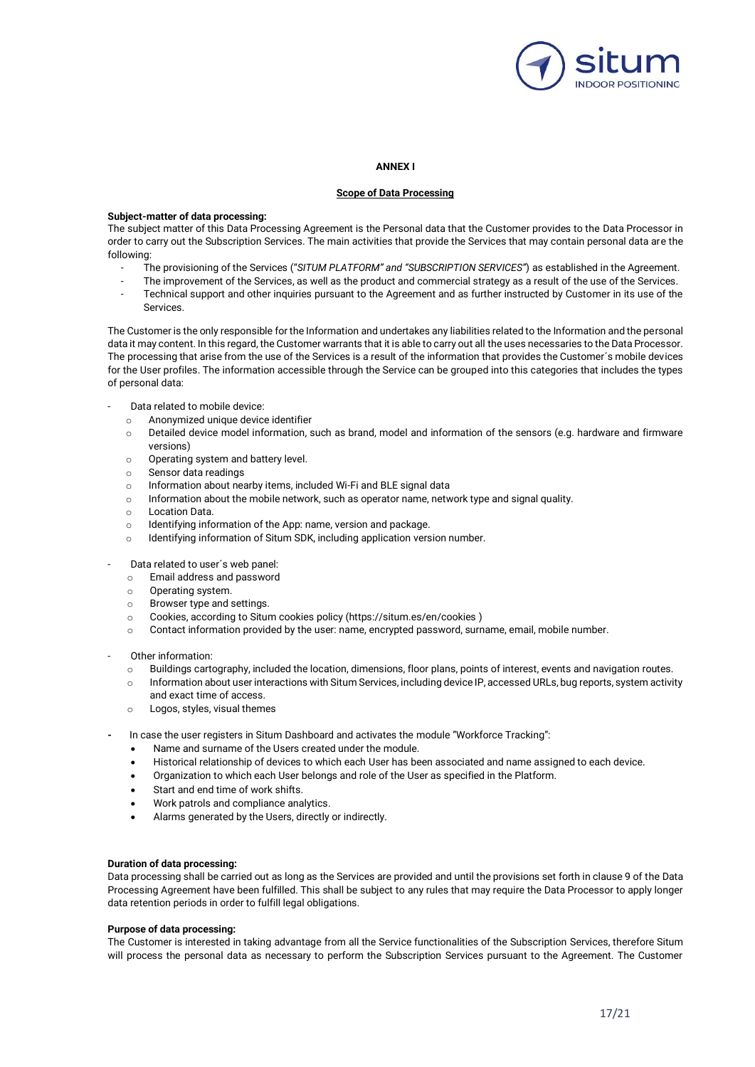**ANNEX I**

**Scope of Data Processing**

**Subject-matter of data processing:**
The subject matter of this Data Processing Agreement is the Personal data that the Customer provides to the Data Processor in order to carry out the Subscription Services. The main activities that provide the Services that may contain personal data are the following:

- The provisioning of the Services ("*SITUM PLATFORM" and "SUBSCRIPTION SERVICES*") as established in the Agreement.
- The improvement of the Services, as well as the product and commercial strategy as a result of the use of the Services.
- Technical support and other inquiries pursuant to the Agreement and as further instructed by Customer in its use of the Services.

The Customer is the only responsible for the Information and undertakes any liabilities related to the Information and the personal data it may content. In this regard, the Customer warrants that it is able to carry out all the uses necessaries to the Data Processor. The processing that arise from the use of the Services is a result of the information that provides the Customer´s mobile devices for the User profiles. The information accessible through the Service can be grouped into this categories that includes the types of personal data:

- Data related to mobile device:
  - Anonymized unique device identifier
  - Detailed device model information, such as brand, model and information of the sensors (e.g. hardware and firmware versions)
  - Operating system and battery level.
  - Sensor data readings
  - Information about nearby items, included Wi-Fi and BLE signal data
  - Information about the mobile network, such as operator name, network type and signal quality.
  - Location Data.
  - Identifying information of the App: name, version and package.
  - Identifying information of Situm SDK, including application version number.

- Data related to user´s web panel:
  - Email address and password
  - Operating system.
  - Browser type and settings.
  - Cookies, according to Situm cookies policy (https://situm.es/en/cookies )
  - Contact information provided by the user: name, encrypted password, surname, email, mobile number.

- Other information:
  - Buildings cartography, included the location, dimensions, floor plans, points of interest, events and navigation routes.
  - Information about user interactions with Situm Services, including device IP, accessed URLs, bug reports, system activity and exact time of access.
  - Logos, styles, visual themes

- In case the user registers in Situm Dashboard and activates the module "Workforce Tracking":
  - Name and surname of the Users created under the module.
  - Historical relationship of devices to which each User has been associated and name assigned to each device.
  - Organization to which each User belongs and role of the User as specified in the Platform.
  - Start and end time of work shifts.
  - Work patrols and compliance analytics.
  - Alarms generated by the Users, directly or indirectly.

**Duration of data processing:**
Data processing shall be carried out as long as the Services are provided and until the provisions set forth in clause 9 of the Data Processing Agreement have been fulfilled. This shall be subject to any rules that may require the Data Processor to apply longer data retention periods in order to fulfill legal obligations.

**Purpose of data processing:**
The Customer is interested in taking advantage from all the Service functionalities of the Subscription Services, therefore Situm will process the personal data as necessary to perform the Subscription Services pursuant to the Agreement. The Customer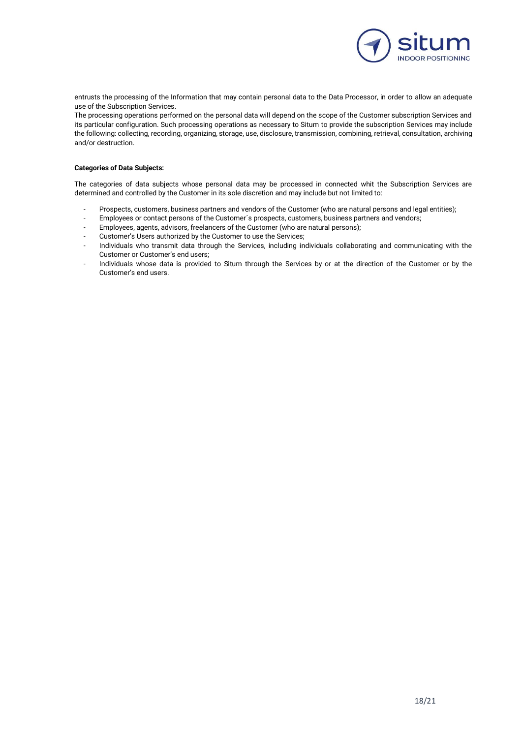entrusts the processing of the Information that may contain personal data to the Data Processor, in order to allow an adequate use of the Subscription Services.

The processing operations performed on the personal data will depend on the scope of the Customer subscription Services and its particular configuration. Such processing operations as necessary to Situm to provide the subscription Services may include the following: collecting, recording, organizing, storage, use, disclosure, transmission, combining, retrieval, consultation, archiving and/or destruction.

**Categories of Data Subjects:**

The categories of data subjects whose personal data may be processed in connected whit the Subscription Services are determined and controlled by the Customer in its sole discretion and may include but not limited to:

- Prospects, customers, business partners and vendors of the Customer (who are natural persons and legal entities);
- Employees or contact persons of the Customer´s prospects, customers, business partners and vendors;
- Employees, agents, advisors, freelancers of the Customer (who are natural persons);
- Customer's Users authorized by the Customer to use the Services;
- Individuals who transmit data through the Services, including individuals collaborating and communicating with the Customer or Customer's end users;
- Individuals whose data is provided to Situm through the Services by or at the direction of the Customer or by the Customer's end users.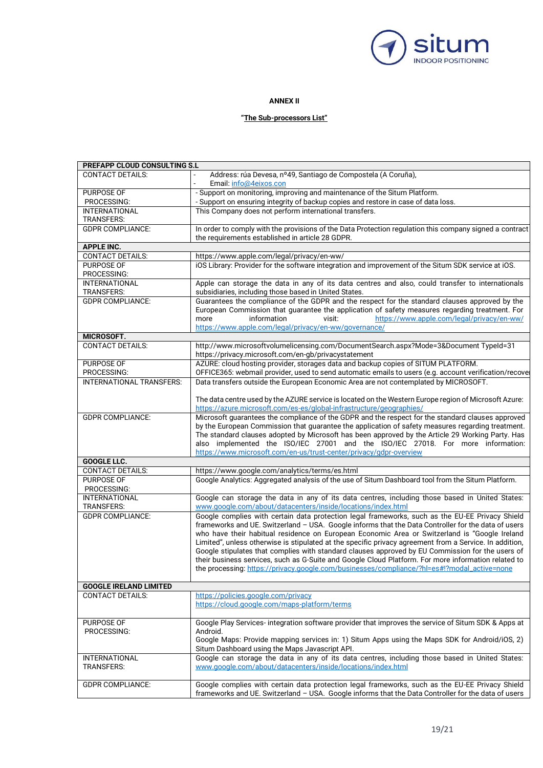**ANNEX II**

**"<u>The Sub-processors List</u>"**

| PREFAPP CLOUD CONSULTING S.L | |
|---|---|
| CONTACT DETAILS: | - Address: rúa Devesa, nº49, Santiago de Compostela (A Coruña),<br>- Email: info@4eixos.con |
| PURPOSE OF PROCESSING: | - Support on monitoring, improving and maintenance of the Situm Platform.<br>- Support on ensuring integrity of backup copies and restore in case of data loss. |
| INTERNATIONAL TRANSFERS: | This Company does not perform international transfers. |
| GDPR COMPLIANCE: | In order to comply with the provisions of the Data Protection regulation this company signed a contract the requirements established in article 28 GDPR. |
| **APPLE INC.** | |
| CONTACT DETAILS: | https://www.apple.com/legal/privacy/en-ww/ |
| PURPOSE OF PROCESSING: | iOS Library: Provider for the software integration and improvement of the Situm SDK service at iOS. |
| INTERNATIONAL TRANSFERS: | Apple can storage the data in any of its data centres and also, could transfer to internationals subsidiaries, including those based in United States. |
| GDPR COMPLIANCE: | Guarantees the compliance of the GDPR and the respect for the standard clauses approved by the European Commission that guarantee the application of safety measures regarding treatment. For more information visit: https://www.apple.com/legal/privacy/en-ww/ https://www.apple.com/legal/privacy/en-ww/governance/ |
| **MICROSOFT.** | |
| CONTACT DETAILS: | http://www.microsoftvolumelicensing.com/DocumentSearch.aspx?Mode=3&Document TypeId=31<br>https://privacy.microsoft.com/en-gb/privacystatement |
| PURPOSE OF PROCESSING: | AZURE: cloud hosting provider, storages data and backup copies of SITUM PLATFORM.<br>OFFICE365: webmail provider, used to send automatic emails to users (e.g. account verification/recove |
| INTERNATIONAL TRANSFERS: | Data transfers outside the European Economic Area are not contemplated by MICROSOFT.<br><br>The data centre used by the AZURE service is located on the Western Europe region of Microsoft Azure: https://azure.microsoft.com/es-es/global-infrastructure/geographies/ |
| GDPR COMPLIANCE: | Microsoft guarantees the compliance of the GDPR and the respect for the standard clauses approved by the European Commission that guarantee the application of safety measures regarding treatment. The standard clauses adopted by Microsoft has been approved by the Article 29 Working Party. Has also implemented the ISO/IEC 27001 and the ISO/IEC 27018. For more information: https://www.microsoft.com/en-us/trust-center/privacy/gdpr-overview |
| **GOOGLE LLC.** | |
| CONTACT DETAILS: | https://www.google.com/analytics/terms/es.html |
| PURPOSE OF PROCESSING: | Google Analytics: Aggregated analysis of the use of Situm Dashboard tool from the Situm Platform. |
| INTERNATIONAL TRANSFERS: | Google can storage the data in any of its data centres, including those based in United States: www.google.com/about/datacenters/inside/locations/index.html |
| GDPR COMPLIANCE: | Google complies with certain data protection legal frameworks, such as the EU-EE Privacy Shield frameworks and UE. Switzerland – USA. Google informs that the Data Controller for the data of users who have their habitual residence on European Economic Area or Switzerland is "Google Ireland Limited", unless otherwise is stipulated at the specific privacy agreement from a Service. In addition, Google stipulates that complies with standard clauses approved by EU Commission for the users of their business services, such as G-Suite and Google Cloud Platform. For more information related to the processing: https://privacy.google.com/businesses/compliance/?hl=es#!?modal_active=none |
| **GOOGLE IRELAND LIMITED** | |
| CONTACT DETAILS: | https://policies.google.com/privacy<br>https://cloud.google.com/maps-platform/terms |
| PURPOSE OF PROCESSING: | Google Play Services- integration software provider that improves the service of Situm SDK & Apps at Android.<br>Google Maps: Provide mapping services in: 1) Situm Apps using the Maps SDK for Android/iOS, 2) Situm Dashboard using the Maps Javascript API. |
| INTERNATIONAL TRANSFERS: | Google can storage the data in any of its data centres, including those based in United States: www.google.com/about/datacenters/inside/locations/index.html |
| GDPR COMPLIANCE: | Google complies with certain data protection legal frameworks, such as the EU-EE Privacy Shield frameworks and UE. Switzerland – USA. Google informs that the Data Controller for the data of users |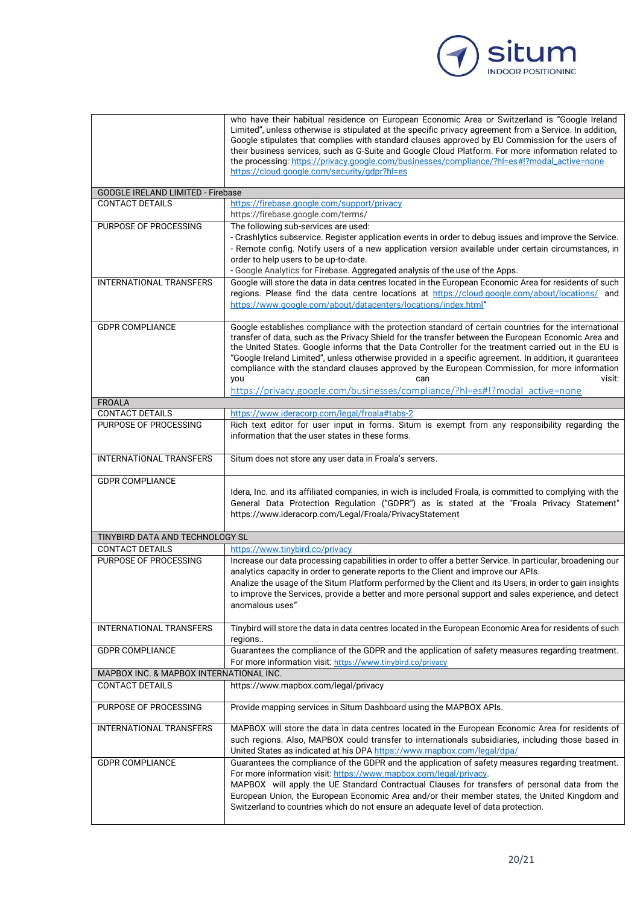| | |
|---|---|
| | who have their habitual residence on European Economic Area or Switzerland is "Google Ireland Limited", unless otherwise is stipulated at the specific privacy agreement from a Service. In addition, Google stipulates that complies with standard clauses approved by EU Commission for the users of their business services, such as G-Suite and Google Cloud Platform. For more information related to the processing: https://privacy.google.com/businesses/compliance/?hl=es#!?modal_active=none https://cloud.google.com/security/gdpr?hl=es |
| **GOOGLE IRELAND LIMITED - Firebase** | |
| CONTACT DETAILS | https://firebase.google.com/support/privacy https://firebase.google.com/terms/ |
| PURPOSE OF PROCESSING | The following sub-services are used:<br>- Crashlytics subservice. Register application events in order to debug issues and improve the Service.<br>- Remote config. Notify users of a new application version available under certain circumstances, in order to help users to be up-to-date.<br>- Google Analytics for Firebase. Aggregated analysis of the use of the Apps. |
| INTERNATIONAL TRANSFERS | Google will store the data in data centres located in the European Economic Area for residents of such regions. Please find the data centre locations at https://cloud.google.com/about/locations/ and https://www.google.com/about/datacenters/locations/index.html" |
| GDPR COMPLIANCE | Google establishes compliance with the protection standard of certain countries for the international transfer of data, such as the Privacy Shield for the transfer between the European Economic Area and the United States. Google informs that the Data Controller for the treatment carried out in the EU is "Google Ireland Limited", unless otherwise provided in a specific agreement. In addition, it guarantees compliance with the standard clauses approved by the European Commission, for more information you can visit: https://privacy.google.com/businesses/compliance/?hl=es#!?modal_active=none |
| **FROALA** | |
| CONTACT DETAILS | https://www.ideracorp.com/legal/froala#tabs-2 |
| PURPOSE OF PROCESSING | Rich text editor for user input in forms. Situm is exempt from any responsibility regarding the information that the user states in these forms. |
| INTERNATIONAL TRANSFERS | Situm does not store any user data in Froala's servers. |
| GDPR COMPLIANCE | Idera, Inc. and its affiliated companies, in wich is included Froala, is committed to complying with the General Data Protection Regulation ("GDPR") as is stated at the "Froala Privacy Statement" https://www.ideracorp.com/Legal/Froala/PrivacyStatement |
| **TINYBIRD DATA AND TECHNOLOGY SL** | |
| CONTACT DETAILS | https://www.tinybird.co/privacy |
| PURPOSE OF PROCESSING | Increase our data processing capabilities in order to offer a better Service. In particular, broadening our analytics capacity in order to generate reports to the Client and improve our APIs.<br>Analize the usage of the Situm Platform performed by the Client and its Users, in order to gain insights to improve the Services, provide a better and more personal support and sales experience, and detect anomalous uses" |
| INTERNATIONAL TRANSFERS | Tinybird will store the data in data centres located in the European Economic Area for residents of such regions.. |
| GDPR COMPLIANCE | Guarantees the compliance of the GDPR and the application of safety measures regarding treatment. For more information visit: https://www.tinybird.co/privacy |
| **MAPBOX INC. & MAPBOX INTERNATIONAL INC.** | |
| CONTACT DETAILS | https://www.mapbox.com/legal/privacy |
| PURPOSE OF PROCESSING | Provide mapping services in Situm Dashboard using the MAPBOX APIs. |
| INTERNATIONAL TRANSFERS | MAPBOX will store the data in data centres located in the European Economic Area for residents of such regions. Also, MAPBOX could transfer to internationals subsidiaries, including those based in United States as indicated at his DPA https://www.mapbox.com/legal/dpa/ |
| GDPR COMPLIANCE | Guarantees the compliance of the GDPR and the application of safety measures regarding treatment. For more information visit: https://www.mapbox.com/legal/privacy.<br>MAPBOX will apply the UE Standard Contractual Clauses for transfers of personal data from the European Union, the European Economic Area and/or their member states, the United Kingdom and Switzerland to countries which do not ensure an adequate level of data protection. |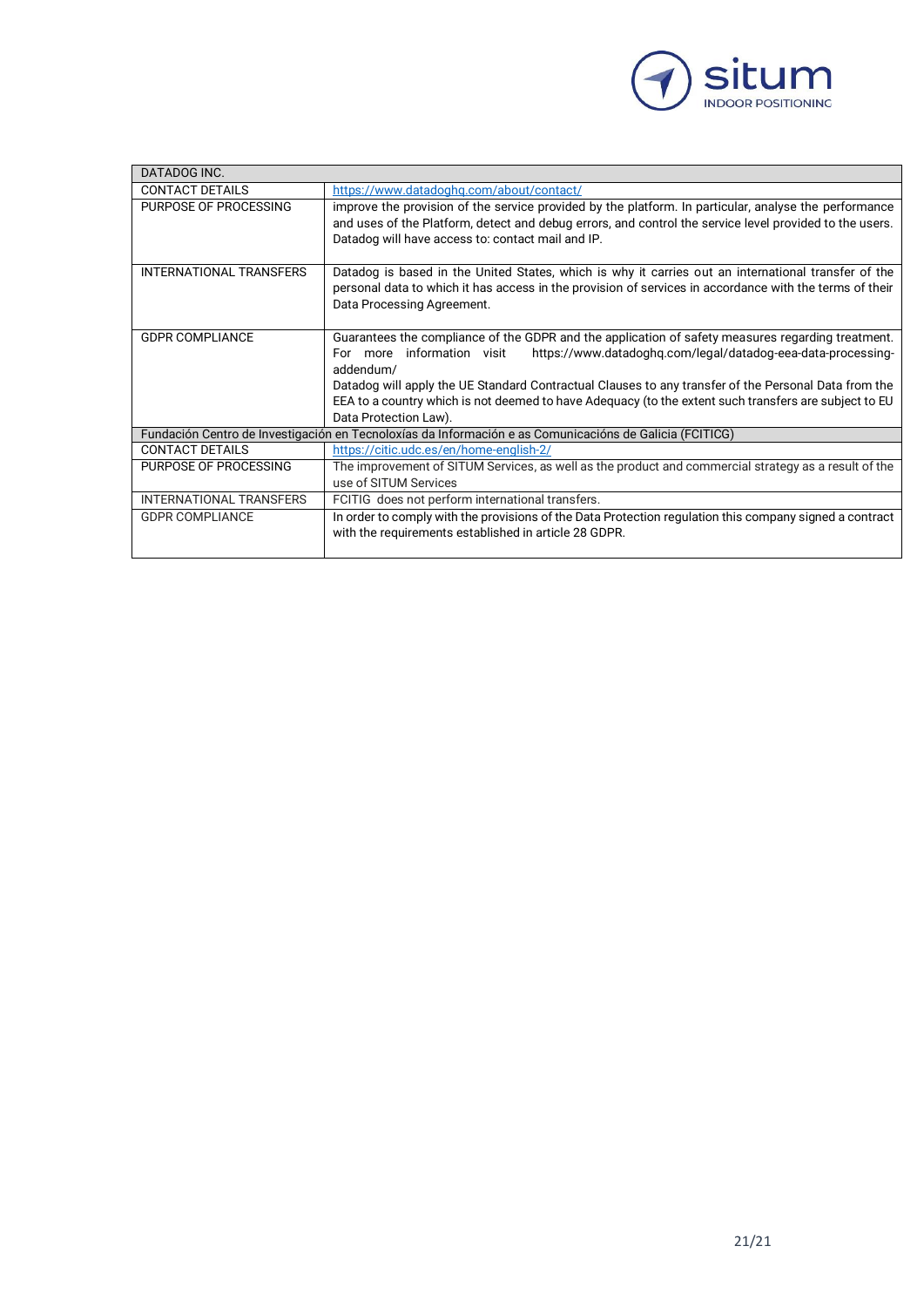| DATADOG INC. | |
|---|---|
| CONTACT DETAILS | https://www.datadoghq.com/about/contact/ |
| PURPOSE OF PROCESSING | improve the provision of the service provided by the platform. In particular, analyse the performance and uses of the Platform, detect and debug errors, and control the service level provided to the users. Datadog will have access to: contact mail and IP. |
| INTERNATIONAL TRANSFERS | Datadog is based in the United States, which is why it carries out an international transfer of the personal data to which it has access in the provision of services in accordance with the terms of their Data Processing Agreement. |
| GDPR COMPLIANCE | Guarantees the compliance of the GDPR and the application of safety measures regarding treatment. For more information visit https://www.datadoghq.com/legal/datadog-eea-data-processing-addendum/<br>Datadog will apply the UE Standard Contractual Clauses to any transfer of the Personal Data from the EEA to a country which is not deemed to have Adequacy (to the extent such transfers are subject to EU Data Protection Law). |
| **Fundación Centro de Investigación en Tecnoloxías da Información e as Comunicacións de Galicia (FCITICG)** | |
| CONTACT DETAILS | https://citic.udc.es/en/home-english-2/ |
| PURPOSE OF PROCESSING | The improvement of SITUM Services, as well as the product and commercial strategy as a result of the use of SITUM Services |
| INTERNATIONAL TRANSFERS | FCITIG does not perform international transfers. |
| GDPR COMPLIANCE | In order to comply with the provisions of the Data Protection regulation this company signed a contract with the requirements established in article 28 GDPR. |